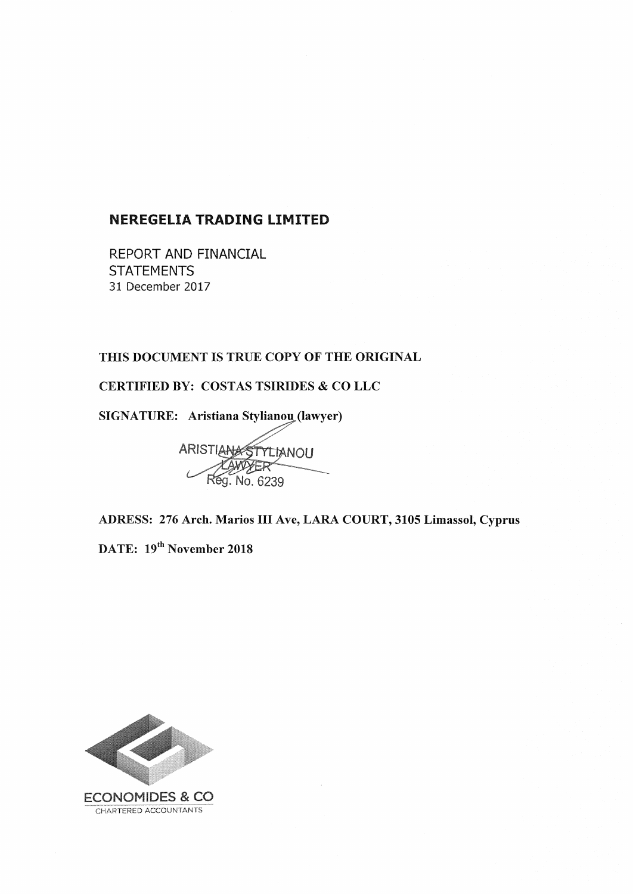# NEREGELIA TRADING LIMITED

REPORT AND FINANCIAL STATEMENTS
31 December 2017

**THIS DOCUMENT IS TRUE COPY OF THE ORIGINAL**

**CERTIFIED BY: COSTAS TSIRIDES & CO LLC**

**SIGNATURE: Aristiana Stylianou (lawyer)**

ARISTIANA STYLIANOU
LAWYER
Reg. No. 6239

**ADRESS: 276 Arch. Marios III Ave, LARA COURT, 3105 Limassol, Cyprus**

**DATE: 19th November 2018**

ECONOMIDES & CO
CHARTERED ACCOUNTANTS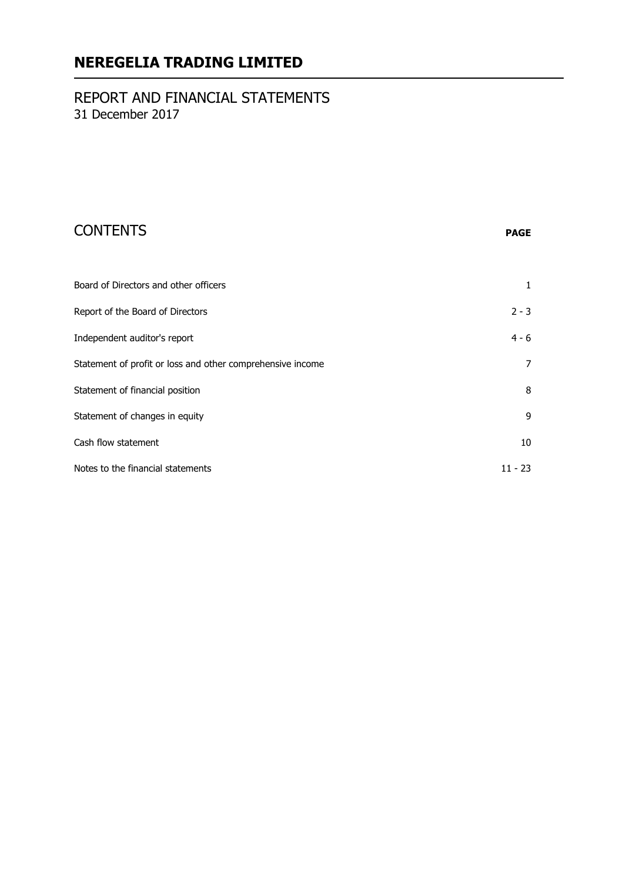# NEREGELIA TRADING LIMITED

## REPORT AND FINANCIAL STATEMENTS
31 December 2017

## CONTENTS

| | PAGE |
|---|---|
| Board of Directors and other officers | 1 |
| Report of the Board of Directors | 2 - 3 |
| Independent auditor's report | 4 - 6 |
| Statement of profit or loss and other comprehensive income | 7 |
| Statement of financial position | 8 |
| Statement of changes in equity | 9 |
| Cash flow statement | 10 |
| Notes to the financial statements | 11 - 23 |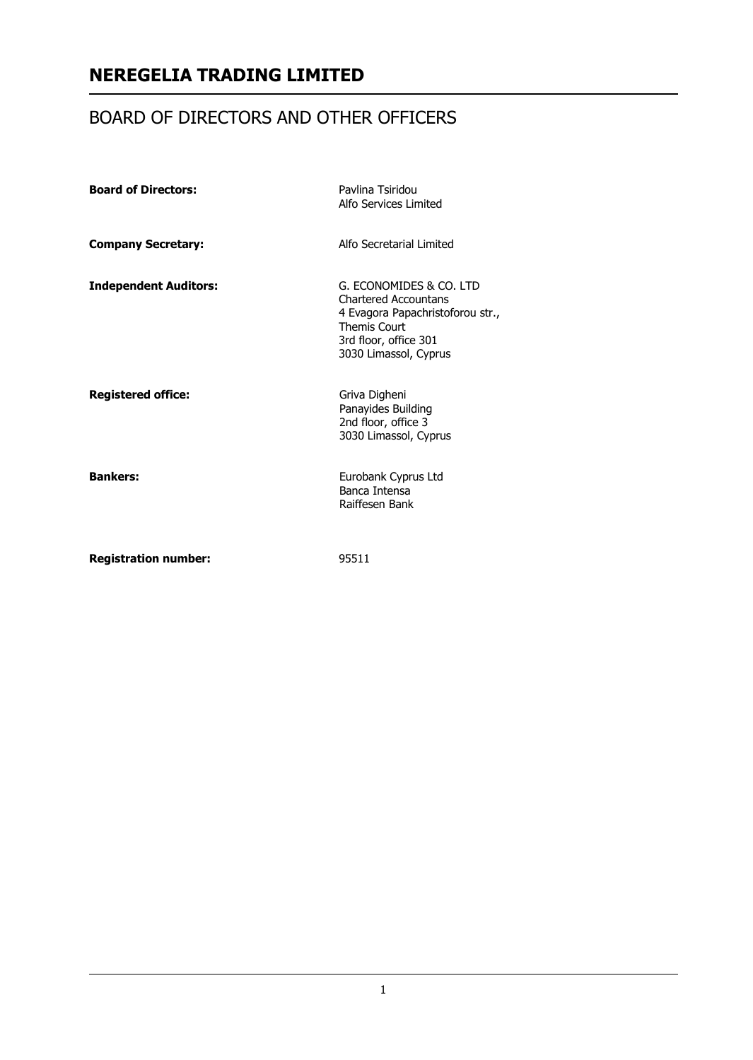# NEREGELIA TRADING LIMITED

## BOARD OF DIRECTORS AND OTHER OFFICERS

| | |
|---|---|
| **Board of Directors:** | Pavlina Tsiridou<br>Alfo Services Limited |
| **Company Secretary:** | Alfo Secretarial Limited |
| **Independent Auditors:** | G. ECONOMIDES & CO. LTD<br>Chartered Accountans<br>4 Evagora Papachristoforou str.,<br>Themis Court<br>3rd floor, office 301<br>3030 Limassol, Cyprus |
| **Registered office:** | Griva Digheni<br>Panayides Building<br>2nd floor, office 3<br>3030 Limassol, Cyprus |
| **Bankers:** | Eurobank Cyprus Ltd<br>Banca Intensa<br>Raiffesen Bank |
| **Registration number:** | 95511 |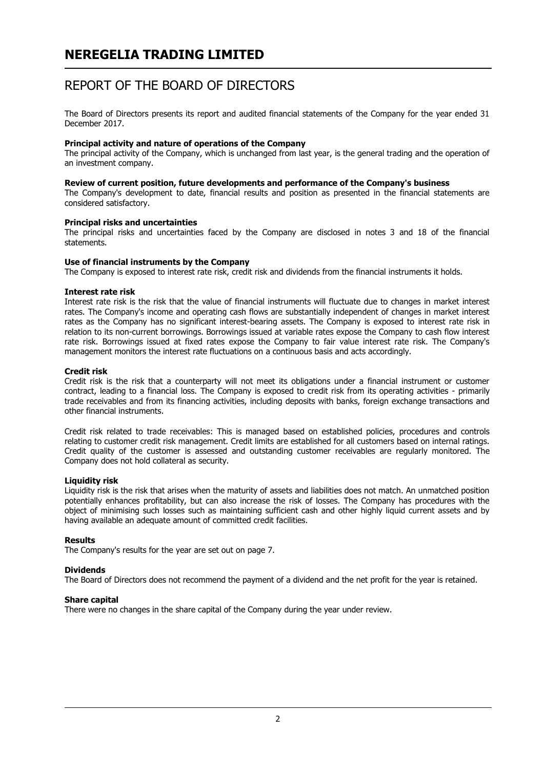# NEREGELIA TRADING LIMITED

## REPORT OF THE BOARD OF DIRECTORS

The Board of Directors presents its report and audited financial statements of the Company for the year ended 31 December 2017.

**Principal activity and nature of operations of the Company**
The principal activity of the Company, which is unchanged from last year, is the general trading and the operation of an investment company.

**Review of current position, future developments and performance of the Company's business**
The Company's development to date, financial results and position as presented in the financial statements are considered satisfactory.

**Principal risks and uncertainties**
The principal risks and uncertainties faced by the Company are disclosed in notes 3 and 18 of the financial statements.

**Use of financial instruments by the Company**
The Company is exposed to interest rate risk, credit risk and dividends from the financial instruments it holds.

**Interest rate risk**
Interest rate risk is the risk that the value of financial instruments will fluctuate due to changes in market interest rates. The Company's income and operating cash flows are substantially independent of changes in market interest rates as the Company has no significant interest-bearing assets. The Company is exposed to interest rate risk in relation to its non-current borrowings. Borrowings issued at variable rates expose the Company to cash flow interest rate risk. Borrowings issued at fixed rates expose the Company to fair value interest rate risk. The Company's management monitors the interest rate fluctuations on a continuous basis and acts accordingly.

**Credit risk**
Credit risk is the risk that a counterparty will not meet its obligations under a financial instrument or customer contract, leading to a financial loss. The Company is exposed to credit risk from its operating activities - primarily trade receivables and from its financing activities, including deposits with banks, foreign exchange transactions and other financial instruments.

Credit risk related to trade receivables: This is managed based on established policies, procedures and controls relating to customer credit risk management. Credit limits are established for all customers based on internal ratings. Credit quality of the customer is assessed and outstanding customer receivables are regularly monitored. The Company does not hold collateral as security.

**Liquidity risk**
Liquidity risk is the risk that arises when the maturity of assets and liabilities does not match. An unmatched position potentially enhances profitability, but can also increase the risk of losses. The Company has procedures with the object of minimising such losses such as maintaining sufficient cash and other highly liquid current assets and by having available an adequate amount of committed credit facilities.

**Results**
The Company's results for the year are set out on page 7.

**Dividends**
The Board of Directors does not recommend the payment of a dividend and the net profit for the year is retained.

**Share capital**
There were no changes in the share capital of the Company during the year under review.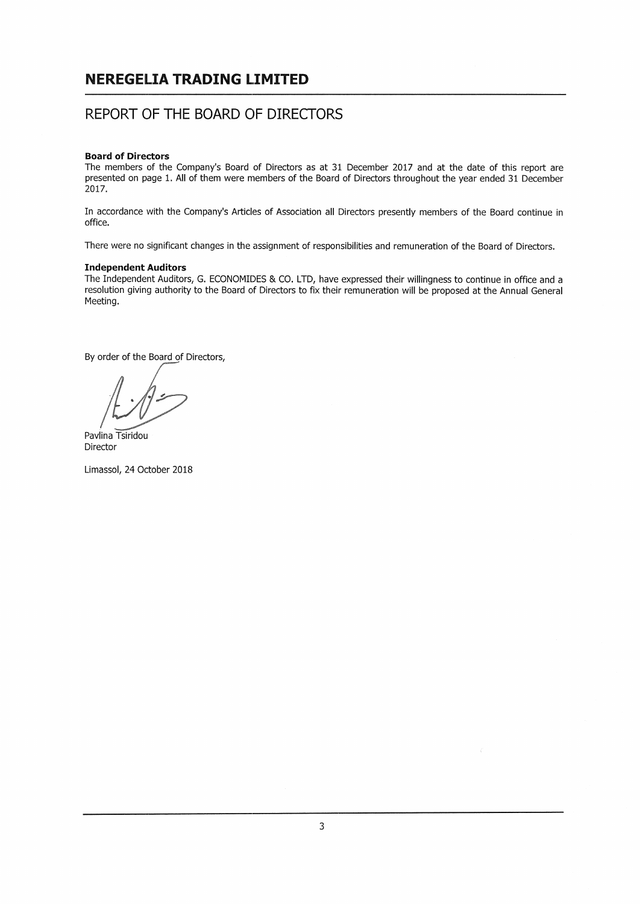# NEREGELIA TRADING LIMITED

## REPORT OF THE BOARD OF DIRECTORS

**Board of Directors**
The members of the Company's Board of Directors as at 31 December 2017 and at the date of this report are presented on page 1. All of them were members of the Board of Directors throughout the year ended 31 December 2017.

In accordance with the Company's Articles of Association all Directors presently members of the Board continue in office.

There were no significant changes in the assignment of responsibilities and remuneration of the Board of Directors.

**Independent Auditors**
The Independent Auditors, G. ECONOMIDES & CO. LTD, have expressed their willingness to continue in office and a resolution giving authority to the Board of Directors to fix their remuneration will be proposed at the Annual General Meeting.

By order of the Board of Directors,

Pavlina Tsiridou
Director

Limassol, 24 October 2018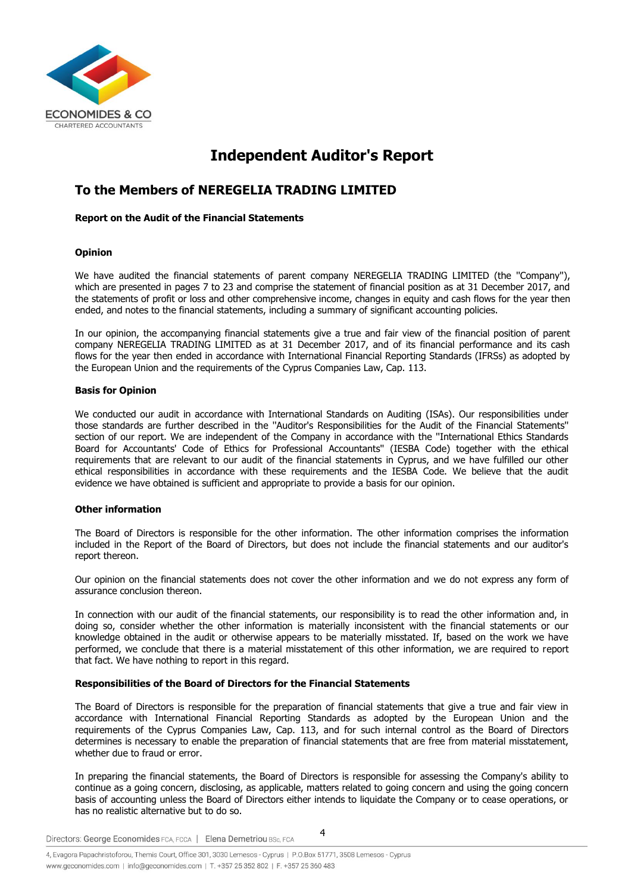# Independent Auditor's Report

## To the Members of NEREGELIA TRADING LIMITED

### Report on the Audit of the Financial Statements

### Opinion

We have audited the financial statements of parent company NEREGELIA TRADING LIMITED (the ''Company''), which are presented in pages 7 to 23 and comprise the statement of financial position as at 31 December 2017, and the statements of profit or loss and other comprehensive income, changes in equity and cash flows for the year then ended, and notes to the financial statements, including a summary of significant accounting policies.

In our opinion, the accompanying financial statements give a true and fair view of the financial position of parent company NEREGELIA TRADING LIMITED as at 31 December 2017, and of its financial performance and its cash flows for the year then ended in accordance with International Financial Reporting Standards (IFRSs) as adopted by the European Union and the requirements of the Cyprus Companies Law, Cap. 113.

### Basis for Opinion

We conducted our audit in accordance with International Standards on Auditing (ISAs). Our responsibilities under those standards are further described in the ''Auditor's Responsibilities for the Audit of the Financial Statements'' section of our report. We are independent of the Company in accordance with the ''International Ethics Standards Board for Accountants' Code of Ethics for Professional Accountants'' (IESBA Code) together with the ethical requirements that are relevant to our audit of the financial statements in Cyprus, and we have fulfilled our other ethical responsibilities in accordance with these requirements and the IESBA Code. We believe that the audit evidence we have obtained is sufficient and appropriate to provide a basis for our opinion.

### Other information

The Board of Directors is responsible for the other information. The other information comprises the information included in the Report of the Board of Directors, but does not include the financial statements and our auditor's report thereon.

Our opinion on the financial statements does not cover the other information and we do not express any form of assurance conclusion thereon.

In connection with our audit of the financial statements, our responsibility is to read the other information and, in doing so, consider whether the other information is materially inconsistent with the financial statements or our knowledge obtained in the audit or otherwise appears to be materially misstated. If, based on the work we have performed, we conclude that there is a material misstatement of this other information, we are required to report that fact. We have nothing to report in this regard.

### Responsibilities of the Board of Directors for the Financial Statements

The Board of Directors is responsible for the preparation of financial statements that give a true and fair view in accordance with International Financial Reporting Standards as adopted by the European Union and the requirements of the Cyprus Companies Law, Cap. 113, and for such internal control as the Board of Directors determines is necessary to enable the preparation of financial statements that are free from material misstatement, whether due to fraud or error.

In preparing the financial statements, the Board of Directors is responsible for assessing the Company's ability to continue as a going concern, disclosing, as applicable, matters related to going concern and using the going concern basis of accounting unless the Board of Directors either intends to liquidate the Company or to cease operations, or has no realistic alternative but to do so.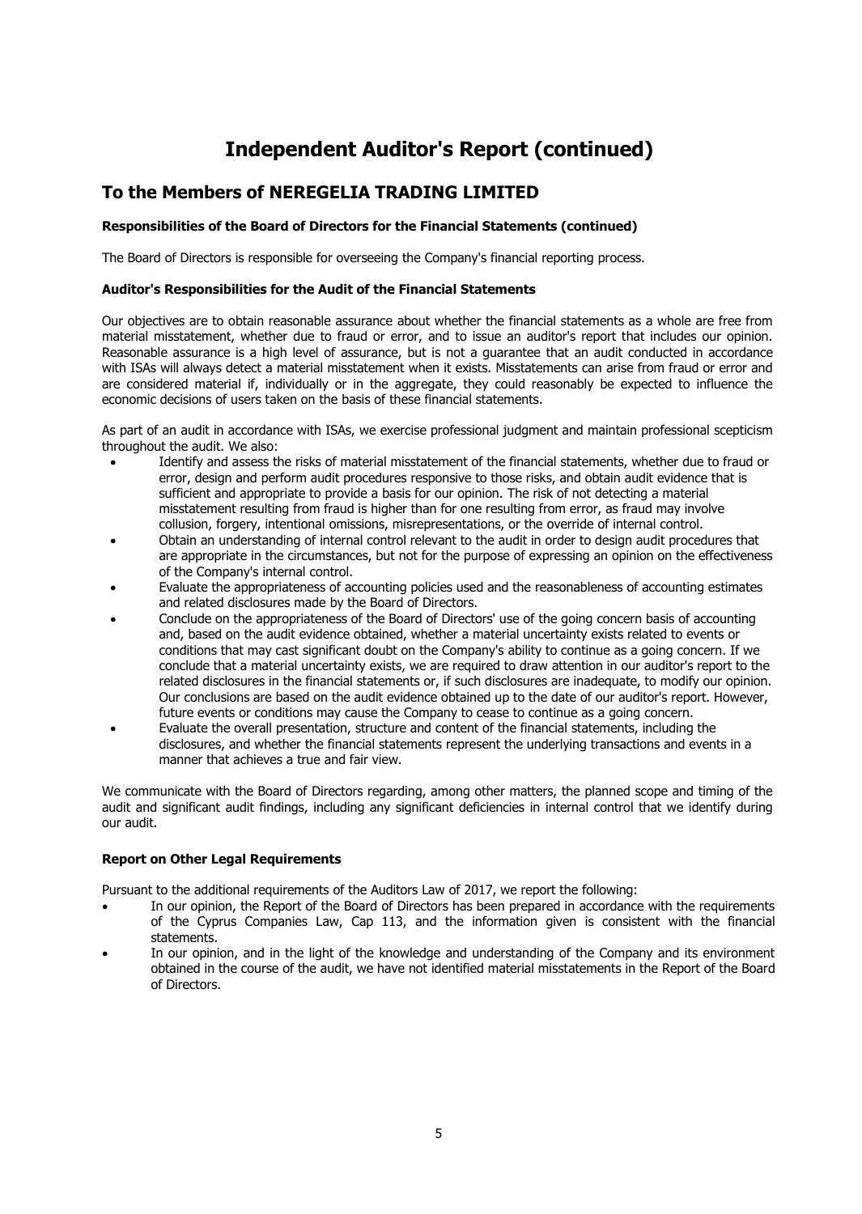# Independent Auditor's Report (continued)

## To the Members of NEREGELIA TRADING LIMITED

**Responsibilities of the Board of Directors for the Financial Statements (continued)**

The Board of Directors is responsible for overseeing the Company's financial reporting process.

**Auditor's Responsibilities for the Audit of the Financial Statements**

Our objectives are to obtain reasonable assurance about whether the financial statements as a whole are free from material misstatement, whether due to fraud or error, and to issue an auditor's report that includes our opinion. Reasonable assurance is a high level of assurance, but is not a guarantee that an audit conducted in accordance with ISAs will always detect a material misstatement when it exists. Misstatements can arise from fraud or error and are considered material if, individually or in the aggregate, they could reasonably be expected to influence the economic decisions of users taken on the basis of these financial statements.

As part of an audit in accordance with ISAs, we exercise professional judgment and maintain professional scepticism throughout the audit. We also:

- Identify and assess the risks of material misstatement of the financial statements, whether due to fraud or error, design and perform audit procedures responsive to those risks, and obtain audit evidence that is sufficient and appropriate to provide a basis for our opinion. The risk of not detecting a material misstatement resulting from fraud is higher than for one resulting from error, as fraud may involve collusion, forgery, intentional omissions, misrepresentations, or the override of internal control.
- Obtain an understanding of internal control relevant to the audit in order to design audit procedures that are appropriate in the circumstances, but not for the purpose of expressing an opinion on the effectiveness of the Company's internal control.
- Evaluate the appropriateness of accounting policies used and the reasonableness of accounting estimates and related disclosures made by the Board of Directors.
- Conclude on the appropriateness of the Board of Directors' use of the going concern basis of accounting and, based on the audit evidence obtained, whether a material uncertainty exists related to events or conditions that may cast significant doubt on the Company's ability to continue as a going concern. If we conclude that a material uncertainty exists, we are required to draw attention in our auditor's report to the related disclosures in the financial statements or, if such disclosures are inadequate, to modify our opinion. Our conclusions are based on the audit evidence obtained up to the date of our auditor's report. However, future events or conditions may cause the Company to cease to continue as a going concern.
- Evaluate the overall presentation, structure and content of the financial statements, including the disclosures, and whether the financial statements represent the underlying transactions and events in a manner that achieves a true and fair view.

We communicate with the Board of Directors regarding, among other matters, the planned scope and timing of the audit and significant audit findings, including any significant deficiencies in internal control that we identify during our audit.

**Report on Other Legal Requirements**

Pursuant to the additional requirements of the Auditors Law of 2017, we report the following:

- In our opinion, the Report of the Board of Directors has been prepared in accordance with the requirements of the Cyprus Companies Law, Cap 113, and the information given is consistent with the financial statements.
- In our opinion, and in the light of the knowledge and understanding of the Company and its environment obtained in the course of the audit, we have not identified material misstatements in the Report of the Board of Directors.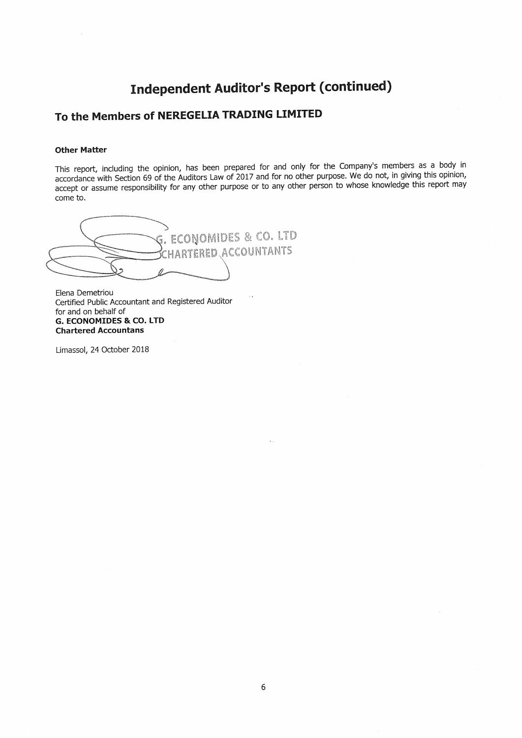# Independent Auditor's Report (continued)

## To the Members of NEREGELIA TRADING LIMITED

**Other Matter**

This report, including the opinion, has been prepared for and only for the Company's members as a body in accordance with Section 69 of the Auditors Law of 2017 and for no other purpose. We do not, in giving this opinion, accept or assume responsibility for any other purpose or to any other person to whose knowledge this report may come to.

G. ECONOMIDES & CO. LTD
CHARTERED ACCOUNTANTS

Elena Demetriou
Certified Public Accountant and Registered Auditor
for and on behalf of
**G. ECONOMIDES & CO. LTD**
**Chartered Accountans**

Limassol, 24 October 2018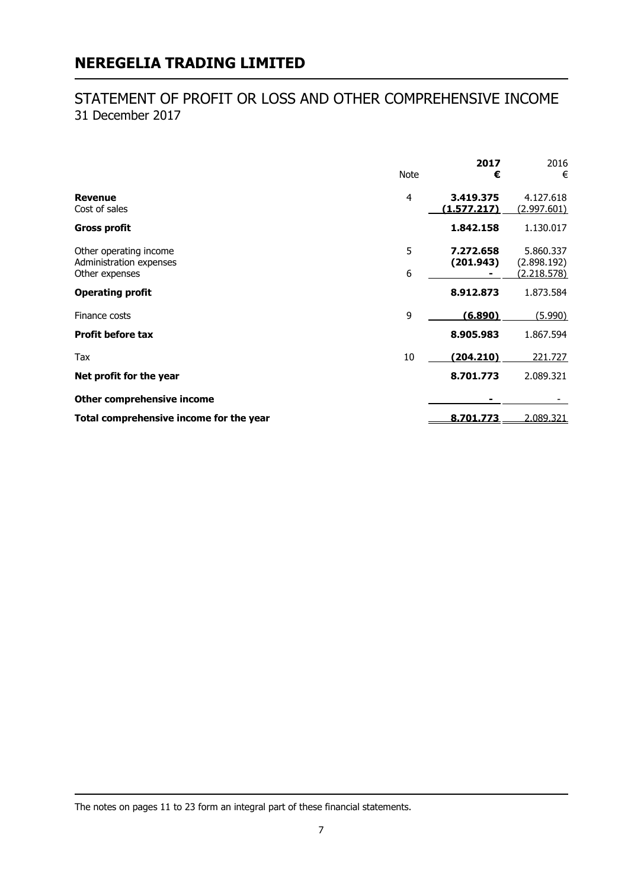# NEREGELIA TRADING LIMITED

## STATEMENT OF PROFIT OR LOSS AND OTHER COMPREHENSIVE INCOME
31 December 2017

| | Note | **2017** **€** | 2016 € |
|---|---|---|---|
| **Revenue** | 4 | **3.419.375** | 4.127.618 |
| Cost of sales | | **(1.577.217)** | (2.997.601) |
| **Gross profit** | | **1.842.158** | 1.130.017 |
| Other operating income | 5 | **7.272.658** | 5.860.337 |
| Administration expenses | | **(201.943)** | (2.898.192) |
| Other expenses | 6 | **-** | (2.218.578) |
| **Operating profit** | | **8.912.873** | 1.873.584 |
| Finance costs | 9 | **(6.890)** | (5.990) |
| **Profit before tax** | | **8.905.983** | 1.867.594 |
| Tax | 10 | **(204.210)** | 221.727 |
| **Net profit for the year** | | **8.701.773** | 2.089.321 |
| **Other comprehensive income** | | **-** | - |
| **Total comprehensive income for the year** | | **8.701.773** | 2.089.321 |

The notes on pages 11 to 23 form an integral part of these financial statements.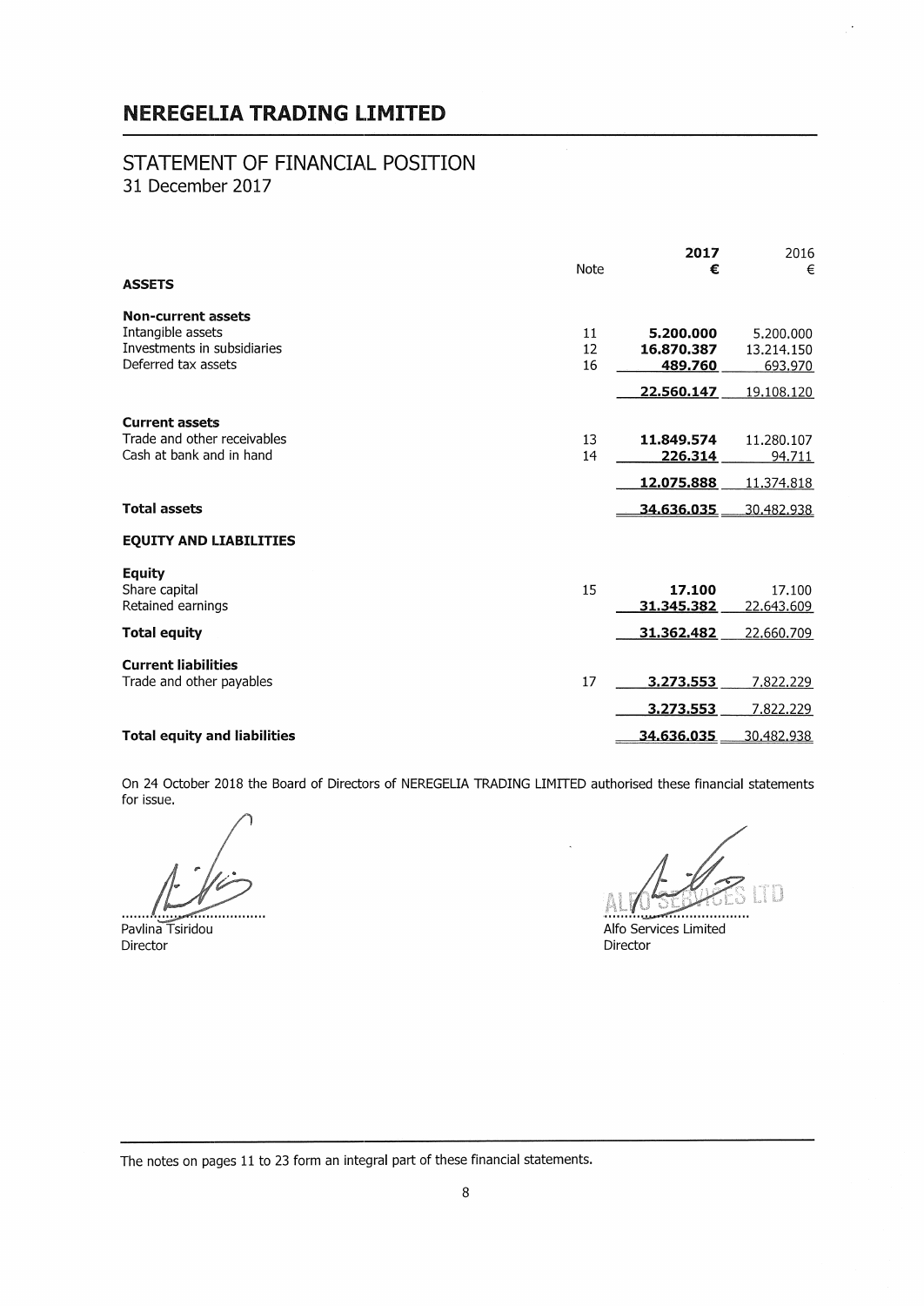# NEREGELIA TRADING LIMITED

## STATEMENT OF FINANCIAL POSITION

31 December 2017

| | Note | 2017 € | 2016 € |
|---|---|---|---|
| **ASSETS** | | | |
| **Non-current assets** | | | |
| Intangible assets | 11 | **5.200.000** | 5.200.000 |
| Investments in subsidiaries | 12 | **16.870.387** | 13.214.150 |
| Deferred tax assets | 16 | **489.760** | 693.970 |
| | | **22.560.147** | 19.108.120 |
| **Current assets** | | | |
| Trade and other receivables | 13 | **11.849.574** | 11.280.107 |
| Cash at bank and in hand | 14 | **226.314** | 94.711 |
| | | **12.075.888** | 11.374.818 |
| **Total assets** | | **34.636.035** | 30.482.938 |
| **EQUITY AND LIABILITIES** | | | |
| **Equity** | | | |
| Share capital | 15 | **17.100** | 17.100 |
| Retained earnings | | **31.345.382** | 22.643.609 |
| **Total equity** | | **31.362.482** | 22.660.709 |
| **Current liabilities** | | | |
| Trade and other payables | 17 | **3.273.553** | 7.822.229 |
| | | **3.273.553** | 7.822.229 |
| **Total equity and liabilities** | | **34.636.035** | 30.482.938 |

On 24 October 2018 the Board of Directors of NEREGELIA TRADING LIMITED authorised these financial statements for issue.

..................................
Pavlina Tsiridou
Director

..................................
Alfo Services Limited
Director

The notes on pages 11 to 23 form an integral part of these financial statements.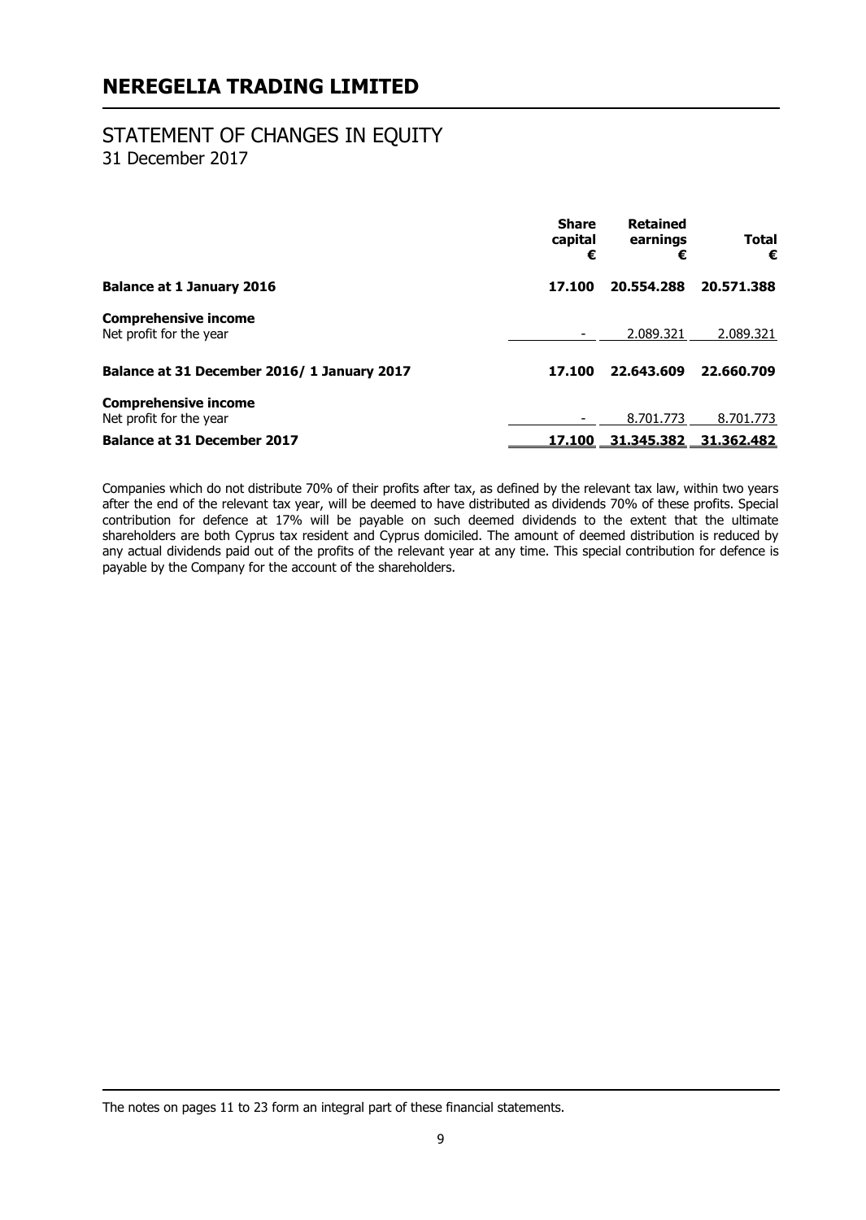# NEREGELIA TRADING LIMITED

## STATEMENT OF CHANGES IN EQUITY
31 December 2017

| | Share capital € | Retained earnings € | Total € |
|---|---|---|---|
| **Balance at 1 January 2016** | **17.100** | **20.554.288** | **20.571.388** |
| **Comprehensive income** | | | |
| Net profit for the year | - | 2.089.321 | 2.089.321 |
| **Balance at 31 December 2016/ 1 January 2017** | **17.100** | **22.643.609** | **22.660.709** |
| **Comprehensive income** | | | |
| Net profit for the year | - | 8.701.773 | 8.701.773 |
| **Balance at 31 December 2017** | **17.100** | **31.345.382** | **31.362.482** |

Companies which do not distribute 70% of their profits after tax, as defined by the relevant tax law, within two years after the end of the relevant tax year, will be deemed to have distributed as dividends 70% of these profits. Special contribution for defence at 17% will be payable on such deemed dividends to the extent that the ultimate shareholders are both Cyprus tax resident and Cyprus domiciled. The amount of deemed distribution is reduced by any actual dividends paid out of the profits of the relevant year at any time. This special contribution for defence is payable by the Company for the account of the shareholders.

The notes on pages 11 to 23 form an integral part of these financial statements.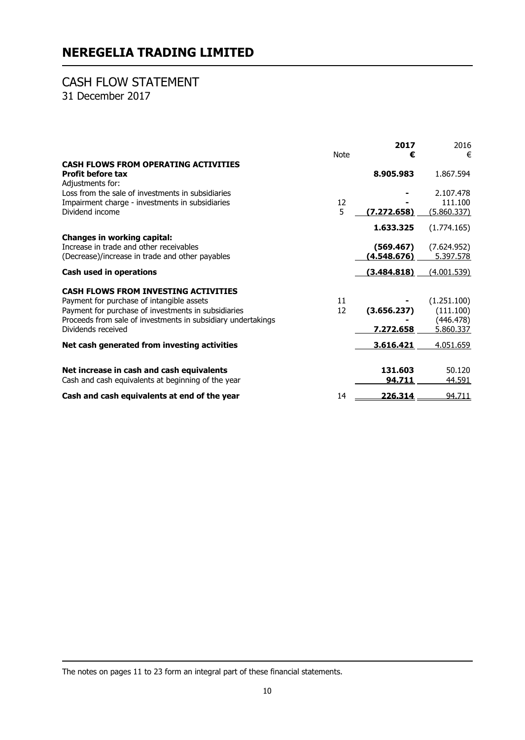# NEREGELIA TRADING LIMITED

## CASH FLOW STATEMENT
31 December 2017

| | Note | 2017 € | 2016 € |
|---|---|---|---|
| **CASH FLOWS FROM OPERATING ACTIVITIES** | | | |
| **Profit before tax** | | **8.905.983** | 1.867.594 |
| Adjustments for: | | | |
| Loss from the sale of investments in subsidiaries | | **-** | 2.107.478 |
| Impairment charge - investments in subsidiaries | 12 | **-** | 111.100 |
| Dividend income | 5 | **(7.272.658)** | (5.860.337) |
| | | **1.633.325** | (1.774.165) |
| **Changes in working capital:** | | | |
| Increase in trade and other receivables | | **(569.467)** | (7.624.952) |
| (Decrease)/increase in trade and other payables | | **(4.548.676)** | 5.397.578 |
| **Cash used in operations** | | **(3.484.818)** | (4.001.539) |
| **CASH FLOWS FROM INVESTING ACTIVITIES** | | | |
| Payment for purchase of intangible assets | 11 | **-** | (1.251.100) |
| Payment for purchase of investments in subsidiaries | 12 | **(3.656.237)** | (111.100) |
| Proceeds from sale of investments in subsidiary undertakings | | **-** | (446.478) |
| Dividends received | | **7.272.658** | 5.860.337 |
| **Net cash generated from investing activities** | | **3.616.421** | 4.051.659 |
| **Net increase in cash and cash equivalents** | | **131.603** | 50.120 |
| Cash and cash equivalents at beginning of the year | | **94.711** | 44.591 |
| **Cash and cash equivalents at end of the year** | 14 | **226.314** | 94.711 |

The notes on pages 11 to 23 form an integral part of these financial statements.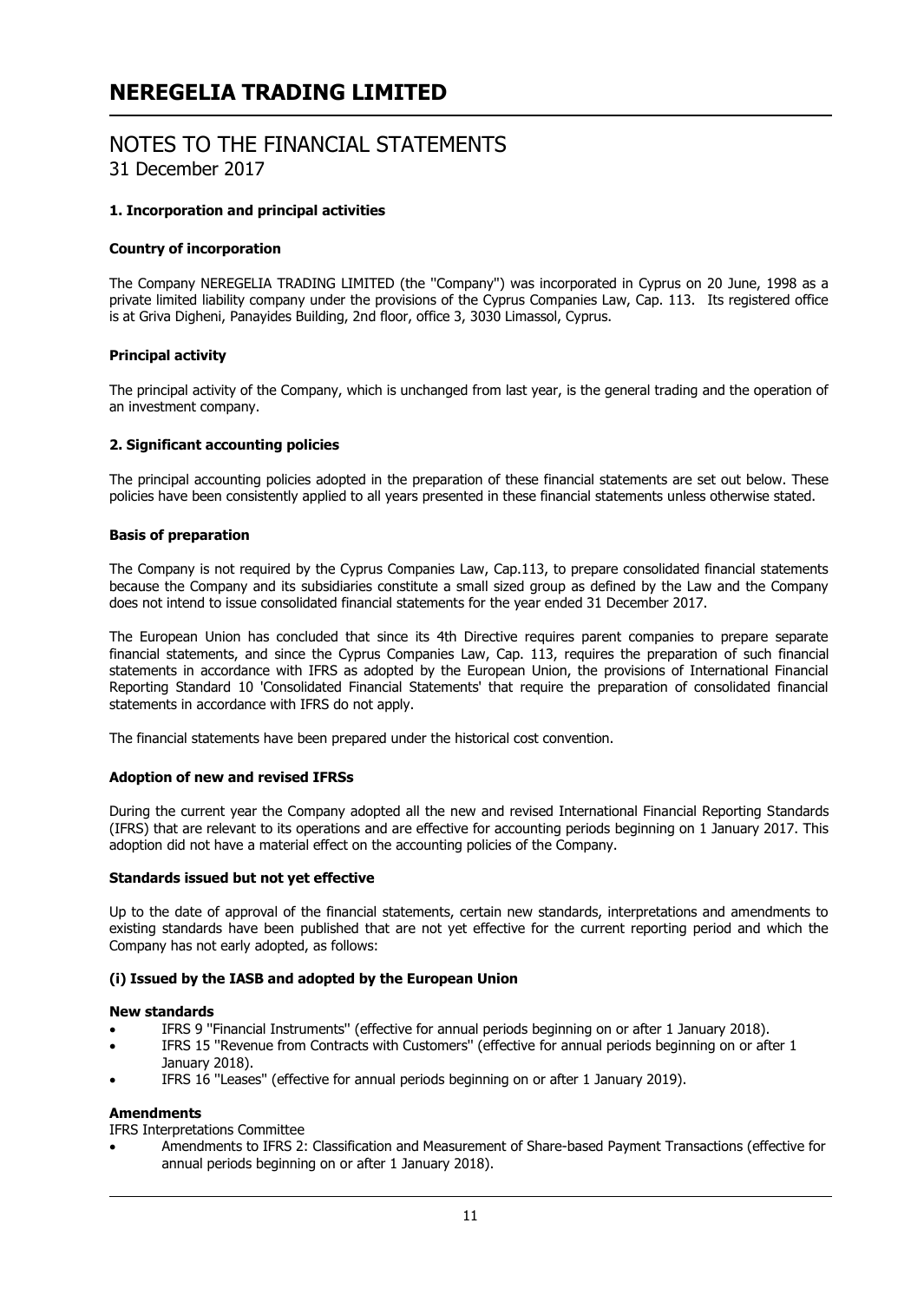# NOTES TO THE FINANCIAL STATEMENTS

31 December 2017

### 1. Incorporation and principal activities

**Country of incorporation**

The Company NEREGELIA TRADING LIMITED (the ''Company'') was incorporated in Cyprus on 20 June, 1998 as a private limited liability company under the provisions of the Cyprus Companies Law, Cap. 113. Its registered office is at Griva Digheni, Panayides Building, 2nd floor, office 3, 3030 Limassol, Cyprus.

**Principal activity**

The principal activity of the Company, which is unchanged from last year, is the general trading and the operation of an investment company.

### 2. Significant accounting policies

The principal accounting policies adopted in the preparation of these financial statements are set out below. These policies have been consistently applied to all years presented in these financial statements unless otherwise stated.

**Basis of preparation**

The Company is not required by the Cyprus Companies Law, Cap.113, to prepare consolidated financial statements because the Company and its subsidiaries constitute a small sized group as defined by the Law and the Company does not intend to issue consolidated financial statements for the year ended 31 December 2017.

The European Union has concluded that since its 4th Directive requires parent companies to prepare separate financial statements, and since the Cyprus Companies Law, Cap. 113, requires the preparation of such financial statements in accordance with IFRS as adopted by the European Union, the provisions of International Financial Reporting Standard 10 'Consolidated Financial Statements' that require the preparation of consolidated financial statements in accordance with IFRS do not apply.

The financial statements have been prepared under the historical cost convention.

**Adoption of new and revised IFRSs**

During the current year the Company adopted all the new and revised International Financial Reporting Standards (IFRS) that are relevant to its operations and are effective for accounting periods beginning on 1 January 2017. This adoption did not have a material effect on the accounting policies of the Company.

**Standards issued but not yet effective**

Up to the date of approval of the financial statements, certain new standards, interpretations and amendments to existing standards have been published that are not yet effective for the current reporting period and which the Company has not early adopted, as follows:

**(i) Issued by the IASB and adopted by the European Union**

**New standards**

- IFRS 9 ''Financial Instruments'' (effective for annual periods beginning on or after 1 January 2018).
- IFRS 15 ''Revenue from Contracts with Customers'' (effective for annual periods beginning on or after 1 January 2018).
- IFRS 16 ''Leases'' (effective for annual periods beginning on or after 1 January 2019).

**Amendments**

IFRS Interpretations Committee

- Amendments to IFRS 2: Classification and Measurement of Share-based Payment Transactions (effective for annual periods beginning on or after 1 January 2018).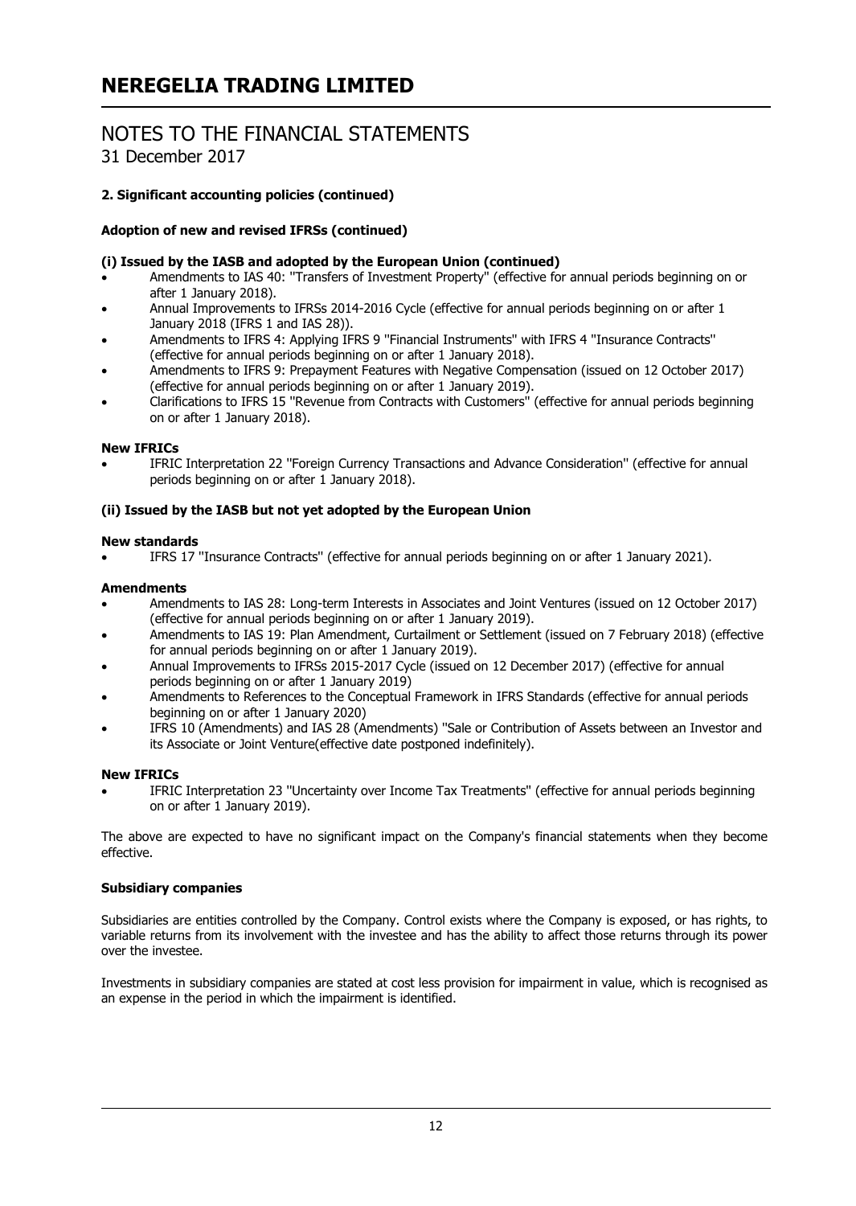# NEREGELIA TRADING LIMITED

## NOTES TO THE FINANCIAL STATEMENTS

31 December 2017

### 2. Significant accounting policies (continued)

**Adoption of new and revised IFRSs (continued)**

**(i) Issued by the IASB and adopted by the European Union (continued)**

- Amendments to IAS 40: ''Transfers of Investment Property'' (effective for annual periods beginning on or after 1 January 2018).
- Annual Improvements to IFRSs 2014-2016 Cycle (effective for annual periods beginning on or after 1 January 2018 (IFRS 1 and IAS 28)).
- Amendments to IFRS 4: Applying IFRS 9 ''Financial Instruments'' with IFRS 4 ''Insurance Contracts'' (effective for annual periods beginning on or after 1 January 2018).
- Amendments to IFRS 9: Prepayment Features with Negative Compensation (issued on 12 October 2017) (effective for annual periods beginning on or after 1 January 2019).
- Clarifications to IFRS 15 ''Revenue from Contracts with Customers'' (effective for annual periods beginning on or after 1 January 2018).

**New IFRICs**

- IFRIC Interpretation 22 ''Foreign Currency Transactions and Advance Consideration'' (effective for annual periods beginning on or after 1 January 2018).

**(ii) Issued by the IASB but not yet adopted by the European Union**

**New standards**

- IFRS 17 ''Insurance Contracts'' (effective for annual periods beginning on or after 1 January 2021).

**Amendments**

- Amendments to IAS 28: Long-term Interests in Associates and Joint Ventures (issued on 12 October 2017) (effective for annual periods beginning on or after 1 January 2019).
- Amendments to IAS 19: Plan Amendment, Curtailment or Settlement (issued on 7 February 2018) (effective for annual periods beginning on or after 1 January 2019).
- Annual Improvements to IFRSs 2015-2017 Cycle (issued on 12 December 2017) (effective for annual periods beginning on or after 1 January 2019)
- Amendments to References to the Conceptual Framework in IFRS Standards (effective for annual periods beginning on or after 1 January 2020)
- IFRS 10 (Amendments) and IAS 28 (Amendments) ''Sale or Contribution of Assets between an Investor and its Associate or Joint Venture(effective date postponed indefinitely).

**New IFRICs**

- IFRIC Interpretation 23 ''Uncertainty over Income Tax Treatments'' (effective for annual periods beginning on or after 1 January 2019).

The above are expected to have no significant impact on the Company's financial statements when they become effective.

**Subsidiary companies**

Subsidiaries are entities controlled by the Company. Control exists where the Company is exposed, or has rights, to variable returns from its involvement with the investee and has the ability to affect those returns through its power over the investee.

Investments in subsidiary companies are stated at cost less provision for impairment in value, which is recognised as an expense in the period in which the impairment is identified.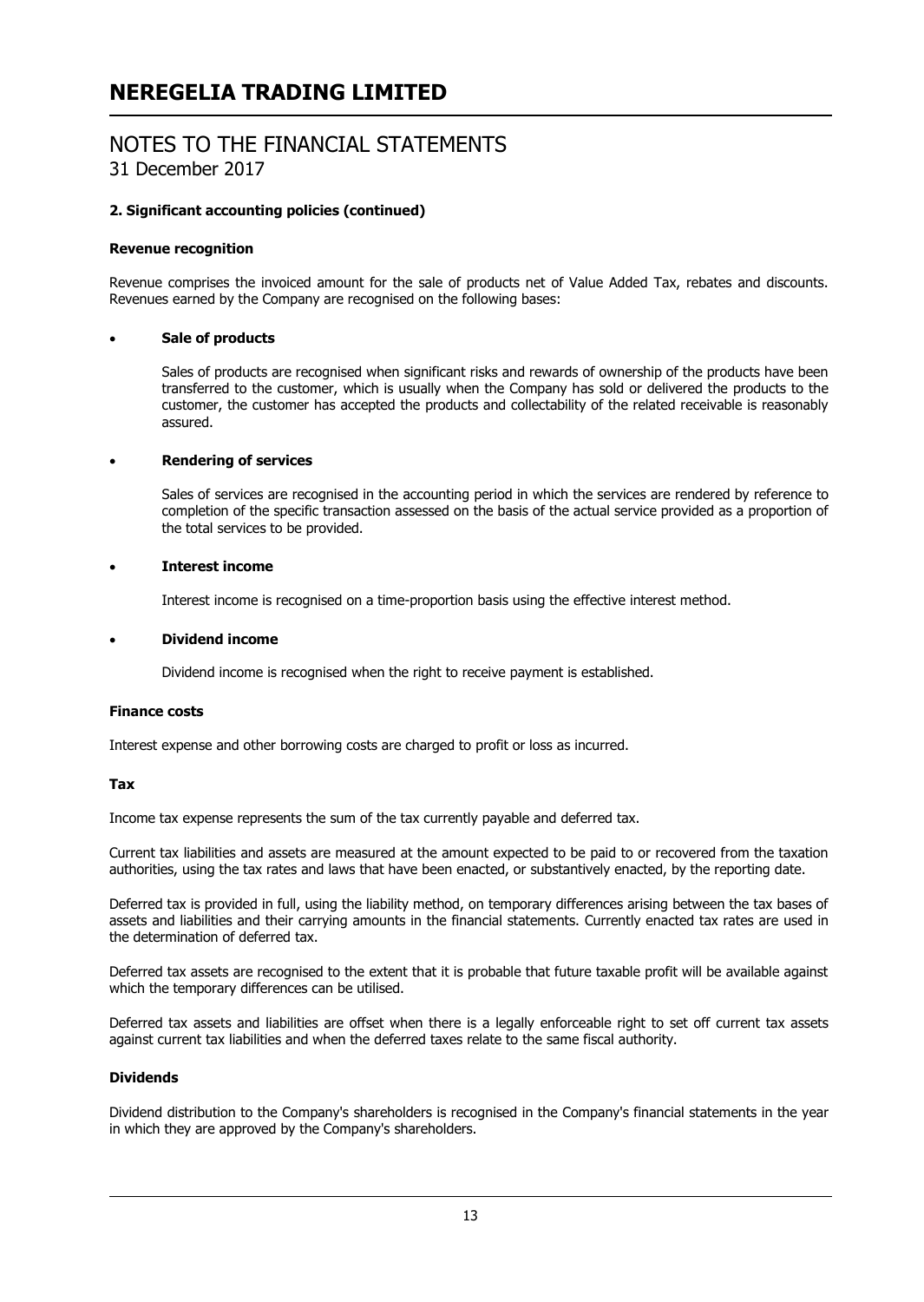# NEREGELIA TRADING LIMITED

## NOTES TO THE FINANCIAL STATEMENTS
31 December 2017

### 2. Significant accounting policies (continued)

**Revenue recognition**

Revenue comprises the invoiced amount for the sale of products net of Value Added Tax, rebates and discounts. Revenues earned by the Company are recognised on the following bases:

- **Sale of products**

  Sales of products are recognised when significant risks and rewards of ownership of the products have been transferred to the customer, which is usually when the Company has sold or delivered the products to the customer, the customer has accepted the products and collectability of the related receivable is reasonably assured.

- **Rendering of services**

  Sales of services are recognised in the accounting period in which the services are rendered by reference to completion of the specific transaction assessed on the basis of the actual service provided as a proportion of the total services to be provided.

- **Interest income**

  Interest income is recognised on a time-proportion basis using the effective interest method.

- **Dividend income**

  Dividend income is recognised when the right to receive payment is established.

**Finance costs**

Interest expense and other borrowing costs are charged to profit or loss as incurred.

**Tax**

Income tax expense represents the sum of the tax currently payable and deferred tax.

Current tax liabilities and assets are measured at the amount expected to be paid to or recovered from the taxation authorities, using the tax rates and laws that have been enacted, or substantively enacted, by the reporting date.

Deferred tax is provided in full, using the liability method, on temporary differences arising between the tax bases of assets and liabilities and their carrying amounts in the financial statements. Currently enacted tax rates are used in the determination of deferred tax.

Deferred tax assets are recognised to the extent that it is probable that future taxable profit will be available against which the temporary differences can be utilised.

Deferred tax assets and liabilities are offset when there is a legally enforceable right to set off current tax assets against current tax liabilities and when the deferred taxes relate to the same fiscal authority.

**Dividends**

Dividend distribution to the Company's shareholders is recognised in the Company's financial statements in the year in which they are approved by the Company's shareholders.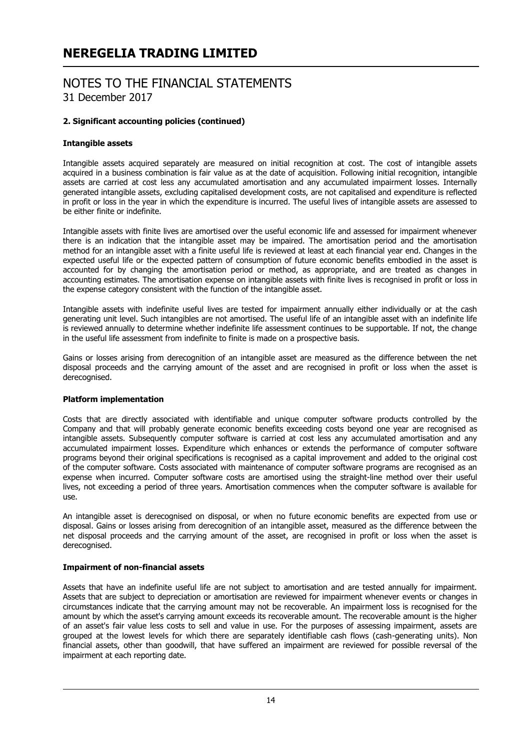## 2. Significant accounting policies (continued)

### Intangible assets

Intangible assets acquired separately are measured on initial recognition at cost. The cost of intangible assets acquired in a business combination is fair value as at the date of acquisition. Following initial recognition, intangible assets are carried at cost less any accumulated amortisation and any accumulated impairment losses. Internally generated intangible assets, excluding capitalised development costs, are not capitalised and expenditure is reflected in profit or loss in the year in which the expenditure is incurred. The useful lives of intangible assets are assessed to be either finite or indefinite.

Intangible assets with finite lives are amortised over the useful economic life and assessed for impairment whenever there is an indication that the intangible asset may be impaired. The amortisation period and the amortisation method for an intangible asset with a finite useful life is reviewed at least at each financial year end. Changes in the expected useful life or the expected pattern of consumption of future economic benefits embodied in the asset is accounted for by changing the amortisation period or method, as appropriate, and are treated as changes in accounting estimates. The amortisation expense on intangible assets with finite lives is recognised in profit or loss in the expense category consistent with the function of the intangible asset.

Intangible assets with indefinite useful lives are tested for impairment annually either individually or at the cash generating unit level. Such intangibles are not amortised. The useful life of an intangible asset with an indefinite life is reviewed annually to determine whether indefinite life assessment continues to be supportable. If not, the change in the useful life assessment from indefinite to finite is made on a prospective basis.

Gains or losses arising from derecognition of an intangible asset are measured as the difference between the net disposal proceeds and the carrying amount of the asset and are recognised in profit or loss when the asset is derecognised.

### Platform implementation

Costs that are directly associated with identifiable and unique computer software products controlled by the Company and that will probably generate economic benefits exceeding costs beyond one year are recognised as intangible assets. Subsequently computer software is carried at cost less any accumulated amortisation and any accumulated impairment losses. Expenditure which enhances or extends the performance of computer software programs beyond their original specifications is recognised as a capital improvement and added to the original cost of the computer software. Costs associated with maintenance of computer software programs are recognised as an expense when incurred. Computer software costs are amortised using the straight-line method over their useful lives, not exceeding a period of three years. Amortisation commences when the computer software is available for use.

An intangible asset is derecognised on disposal, or when no future economic benefits are expected from use or disposal. Gains or losses arising from derecognition of an intangible asset, measured as the difference between the net disposal proceeds and the carrying amount of the asset, are recognised in profit or loss when the asset is derecognised.

### Impairment of non-financial assets

Assets that have an indefinite useful life are not subject to amortisation and are tested annually for impairment. Assets that are subject to depreciation or amortisation are reviewed for impairment whenever events or changes in circumstances indicate that the carrying amount may not be recoverable. An impairment loss is recognised for the amount by which the asset's carrying amount exceeds its recoverable amount. The recoverable amount is the higher of an asset's fair value less costs to sell and value in use. For the purposes of assessing impairment, assets are grouped at the lowest levels for which there are separately identifiable cash flows (cash-generating units). Non financial assets, other than goodwill, that have suffered an impairment are reviewed for possible reversal of the impairment at each reporting date.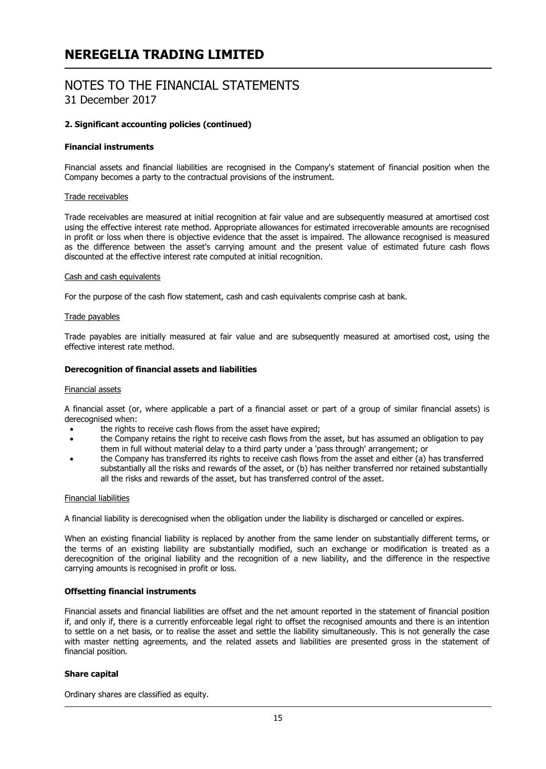**2. Significant accounting policies (continued)**

**Financial instruments**

Financial assets and financial liabilities are recognised in the Company's statement of financial position when the Company becomes a party to the contractual provisions of the instrument.

Trade receivables

Trade receivables are measured at initial recognition at fair value and are subsequently measured at amortised cost using the effective interest rate method. Appropriate allowances for estimated irrecoverable amounts are recognised in profit or loss when there is objective evidence that the asset is impaired. The allowance recognised is measured as the difference between the asset's carrying amount and the present value of estimated future cash flows discounted at the effective interest rate computed at initial recognition.

Cash and cash equivalents

For the purpose of the cash flow statement, cash and cash equivalents comprise cash at bank.

Trade payables

Trade payables are initially measured at fair value and are subsequently measured at amortised cost, using the effective interest rate method.

**Derecognition of financial assets and liabilities**

Financial assets

A financial asset (or, where applicable a part of a financial asset or part of a group of similar financial assets) is derecognised when:

- the rights to receive cash flows from the asset have expired;
- the Company retains the right to receive cash flows from the asset, but has assumed an obligation to pay them in full without material delay to a third party under a 'pass through' arrangement; or
- the Company has transferred its rights to receive cash flows from the asset and either (a) has transferred substantially all the risks and rewards of the asset, or (b) has neither transferred nor retained substantially all the risks and rewards of the asset, but has transferred control of the asset.

Financial liabilities

A financial liability is derecognised when the obligation under the liability is discharged or cancelled or expires.

When an existing financial liability is replaced by another from the same lender on substantially different terms, or the terms of an existing liability are substantially modified, such an exchange or modification is treated as a derecognition of the original liability and the recognition of a new liability, and the difference in the respective carrying amounts is recognised in profit or loss.

**Offsetting financial instruments**

Financial assets and financial liabilities are offset and the net amount reported in the statement of financial position if, and only if, there is a currently enforceable legal right to offset the recognised amounts and there is an intention to settle on a net basis, or to realise the asset and settle the liability simultaneously. This is not generally the case with master netting agreements, and the related assets and liabilities are presented gross in the statement of financial position.

**Share capital**

Ordinary shares are classified as equity.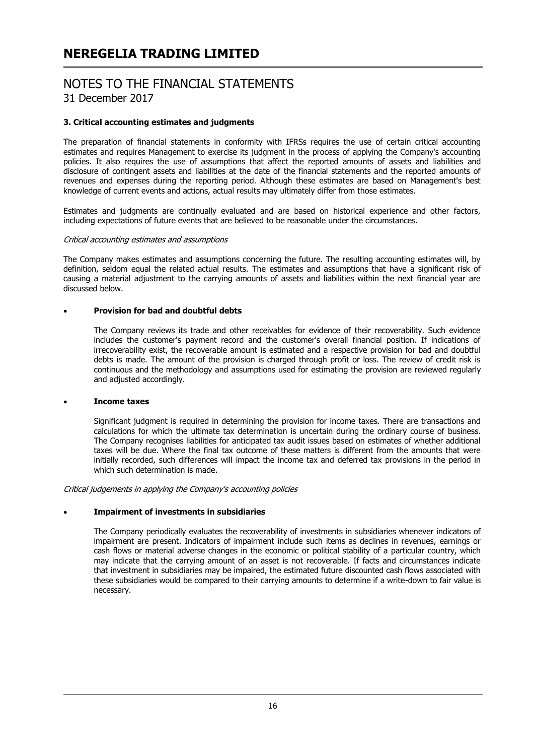# NEREGELIA TRADING LIMITED

## NOTES TO THE FINANCIAL STATEMENTS
31 December 2017

**3. Critical accounting estimates and judgments**

The preparation of financial statements in conformity with IFRSs requires the use of certain critical accounting estimates and requires Management to exercise its judgment in the process of applying the Company's accounting policies. It also requires the use of assumptions that affect the reported amounts of assets and liabilities and disclosure of contingent assets and liabilities at the date of the financial statements and the reported amounts of revenues and expenses during the reporting period. Although these estimates are based on Management's best knowledge of current events and actions, actual results may ultimately differ from those estimates.

Estimates and judgments are continually evaluated and are based on historical experience and other factors, including expectations of future events that are believed to be reasonable under the circumstances.

*Critical accounting estimates and assumptions*

The Company makes estimates and assumptions concerning the future. The resulting accounting estimates will, by definition, seldom equal the related actual results. The estimates and assumptions that have a significant risk of causing a material adjustment to the carrying amounts of assets and liabilities within the next financial year are discussed below.

- **Provision for bad and doubtful debts**

  The Company reviews its trade and other receivables for evidence of their recoverability. Such evidence includes the customer's payment record and the customer's overall financial position. If indications of irrecoverability exist, the recoverable amount is estimated and a respective provision for bad and doubtful debts is made. The amount of the provision is charged through profit or loss. The review of credit risk is continuous and the methodology and assumptions used for estimating the provision are reviewed regularly and adjusted accordingly.

- **Income taxes**

  Significant judgment is required in determining the provision for income taxes. There are transactions and calculations for which the ultimate tax determination is uncertain during the ordinary course of business. The Company recognises liabilities for anticipated tax audit issues based on estimates of whether additional taxes will be due. Where the final tax outcome of these matters is different from the amounts that were initially recorded, such differences will impact the income tax and deferred tax provisions in the period in which such determination is made.

*Critical judgements in applying the Company's accounting policies*

- **Impairment of investments in subsidiaries**

  The Company periodically evaluates the recoverability of investments in subsidiaries whenever indicators of impairment are present. Indicators of impairment include such items as declines in revenues, earnings or cash flows or material adverse changes in the economic or political stability of a particular country, which may indicate that the carrying amount of an asset is not recoverable. If facts and circumstances indicate that investment in subsidiaries may be impaired, the estimated future discounted cash flows associated with these subsidiaries would be compared to their carrying amounts to determine if a write-down to fair value is necessary.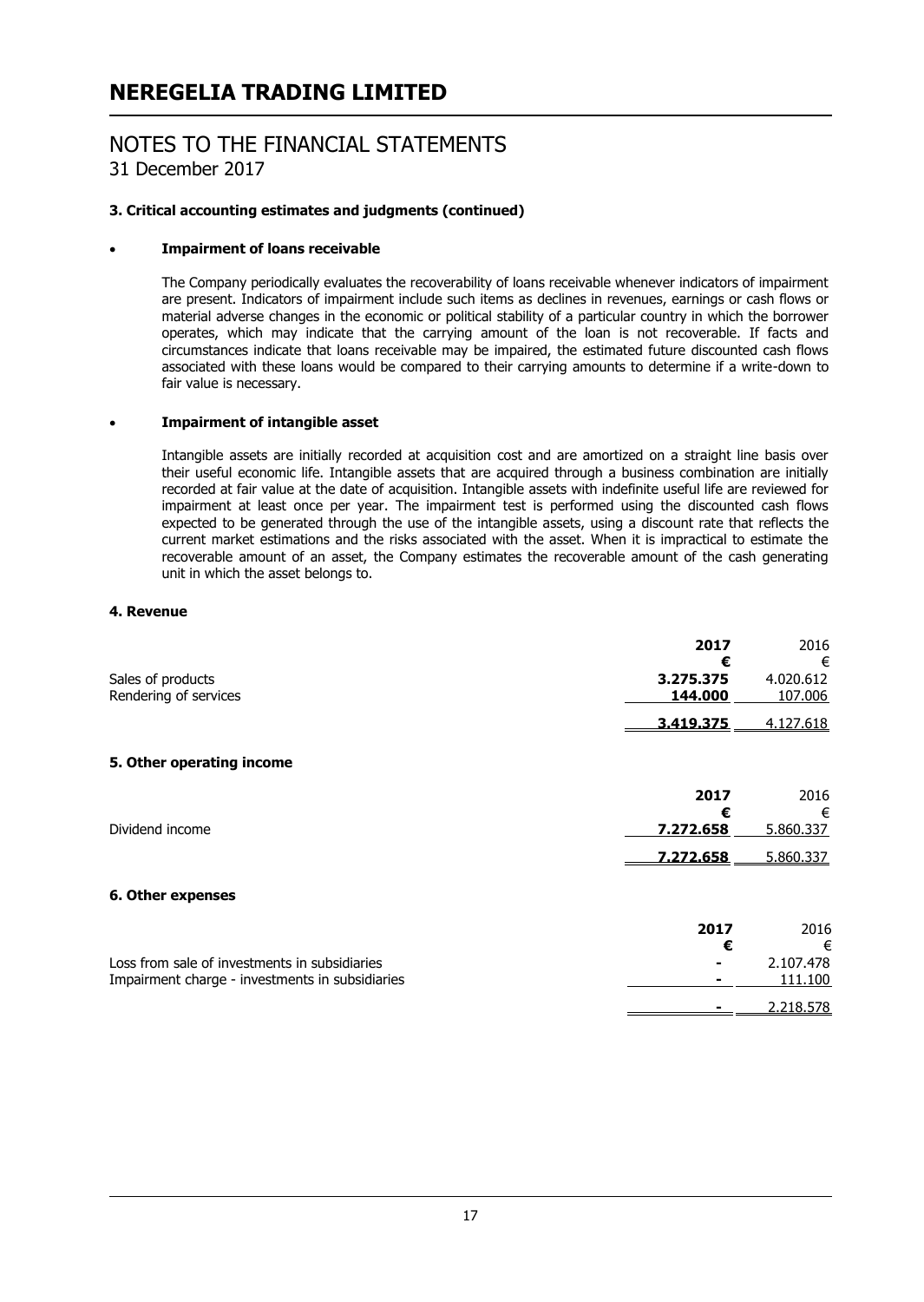# NEREGELIA TRADING LIMITED

## NOTES TO THE FINANCIAL STATEMENTS
31 December 2017

### 3. Critical accounting estimates and judgments (continued)

- **Impairment of loans receivable**

  The Company periodically evaluates the recoverability of loans receivable whenever indicators of impairment are present. Indicators of impairment include such items as declines in revenues, earnings or cash flows or material adverse changes in the economic or political stability of a particular country in which the borrower operates, which may indicate that the carrying amount of the loan is not recoverable. If facts and circumstances indicate that loans receivable may be impaired, the estimated future discounted cash flows associated with these loans would be compared to their carrying amounts to determine if a write-down to fair value is necessary.

- **Impairment of intangible asset**

  Intangible assets are initially recorded at acquisition cost and are amortized on a straight line basis over their useful economic life. Intangible assets that are acquired through a business combination are initially recorded at fair value at the date of acquisition. Intangible assets with indefinite useful life are reviewed for impairment at least once per year. The impairment test is performed using the discounted cash flows expected to be generated through the use of the intangible assets, using a discount rate that reflects the current market estimations and the risks associated with the asset. When it is impractical to estimate the recoverable amount of an asset, the Company estimates the recoverable amount of the cash generating unit in which the asset belongs to.

### 4. Revenue

| | **2017** | 2016 |
|---|---|---|
| | **€** | € |
| Sales of products | **3.275.375** | 4.020.612 |
| Rendering of services | **144.000** | 107.006 |
| | **3.419.375** | 4.127.618 |

### 5. Other operating income

| | **2017** | 2016 |
|---|---|---|
| | **€** | € |
| Dividend income | **7.272.658** | 5.860.337 |
| | **7.272.658** | 5.860.337 |

### 6. Other expenses

| | **2017** | 2016 |
|---|---|---|
| | **€** | € |
| Loss from sale of investments in subsidiaries | **-** | 2.107.478 |
| Impairment charge - investments in subsidiaries | **-** | 111.100 |
| | **-** | 2.218.578 |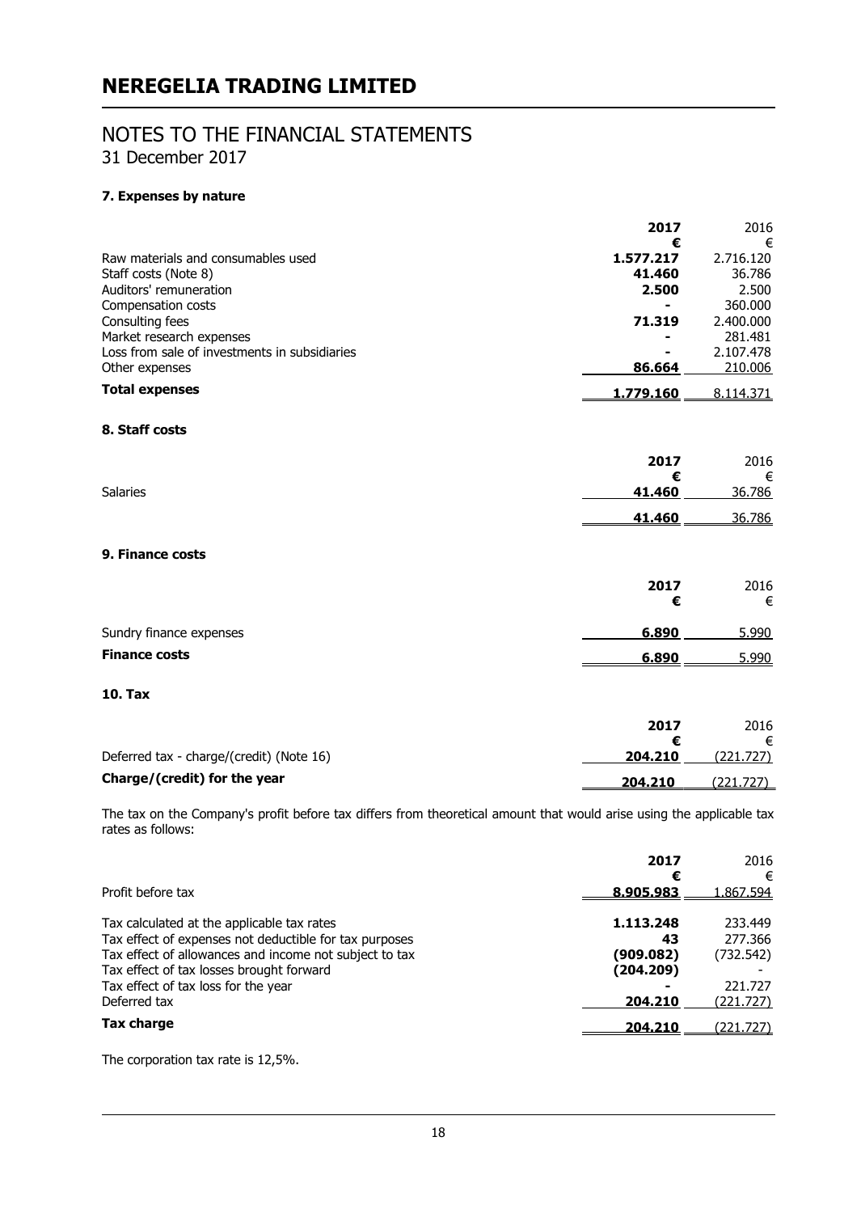# NEREGELIA TRADING LIMITED

## NOTES TO THE FINANCIAL STATEMENTS

31 December 2017

### 7. Expenses by nature

| | 2017 | 2016 |
|---|---|---|
| | € | € |
| Raw materials and consumables used | **1.577.217** | 2.716.120 |
| Staff costs (Note 8) | **41.460** | 36.786 |
| Auditors' remuneration | **2.500** | 2.500 |
| Compensation costs | **-** | 360.000 |
| Consulting fees | **71.319** | 2.400.000 |
| Market research expenses | **-** | 281.481 |
| Loss from sale of investments in subsidiaries | **-** | 2.107.478 |
| Other expenses | **86.664** | 210.006 |
| **Total expenses** | **1.779.160** | 8.114.371 |

### 8. Staff costs

| | 2017 | 2016 |
|---|---|---|
| | € | € |
| Salaries | **41.460** | 36.786 |
| | **41.460** | 36.786 |

### 9. Finance costs

| | 2017 | 2016 |
|---|---|---|
| | € | € |
| Sundry finance expenses | **6.890** | 5.990 |
| **Finance costs** | **6.890** | 5.990 |

### 10. Tax

| | 2017 | 2016 |
|---|---|---|
| | € | € |
| Deferred tax - charge/(credit) (Note 16) | **204.210** | (221.727) |
| **Charge/(credit) for the year** | **204.210** | (221.727) |

The tax on the Company's profit before tax differs from theoretical amount that would arise using the applicable tax rates as follows:

| | 2017 | 2016 |
|---|---|---|
| | € | € |
| Profit before tax | **8.905.983** | 1.867.594 |
| Tax calculated at the applicable tax rates | **1.113.248** | 233.449 |
| Tax effect of expenses not deductible for tax purposes | **43** | 277.366 |
| Tax effect of allowances and income not subject to tax | **(909.082)** | (732.542) |
| Tax effect of tax losses brought forward | **(204.209)** | - |
| Tax effect of tax loss for the year | **-** | 221.727 |
| Deferred tax | **204.210** | (221.727) |
| **Tax charge** | **204.210** | (221.727) |

The corporation tax rate is 12,5%.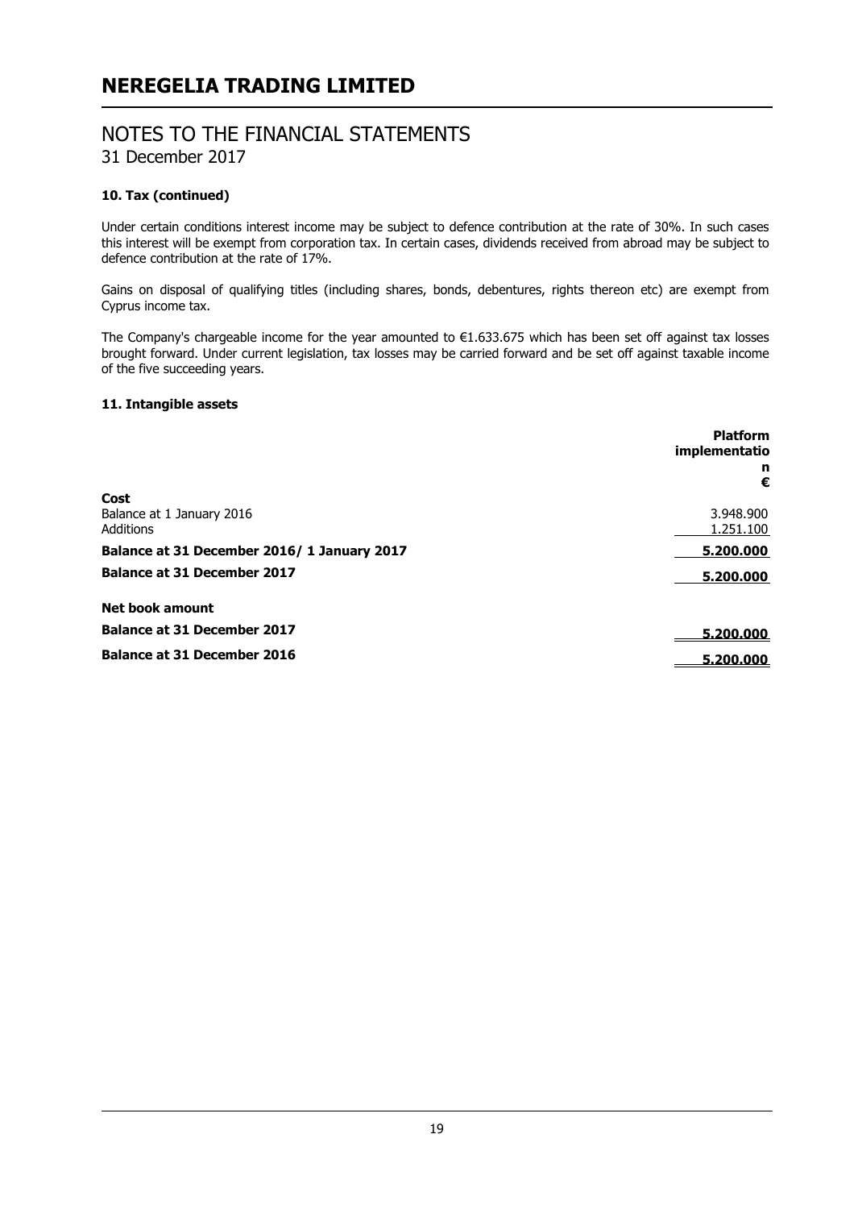# NEREGELIA TRADING LIMITED

## NOTES TO THE FINANCIAL STATEMENTS
31 December 2017

### 10. Tax (continued)

Under certain conditions interest income may be subject to defence contribution at the rate of 30%. In such cases this interest will be exempt from corporation tax. In certain cases, dividends received from abroad may be subject to defence contribution at the rate of 17%.

Gains on disposal of qualifying titles (including shares, bonds, debentures, rights thereon etc) are exempt from Cyprus income tax.

The Company's chargeable income for the year amounted to €1.633.675 which has been set off against tax losses brought forward. Under current legislation, tax losses may be carried forward and be set off against taxable income of the five succeeding years.

### 11. Intangible assets

| | **Platform implementation €** |
|---|---:|
| **Cost** | |
| Balance at 1 January 2016 | 3.948.900 |
| Additions | 1.251.100 |
| **Balance at 31 December 2016/ 1 January 2017** | **5.200.000** |
| **Balance at 31 December 2017** | **5.200.000** |
| **Net book amount** | |
| **Balance at 31 December 2017** | **5.200.000** |
| **Balance at 31 December 2016** | **5.200.000** |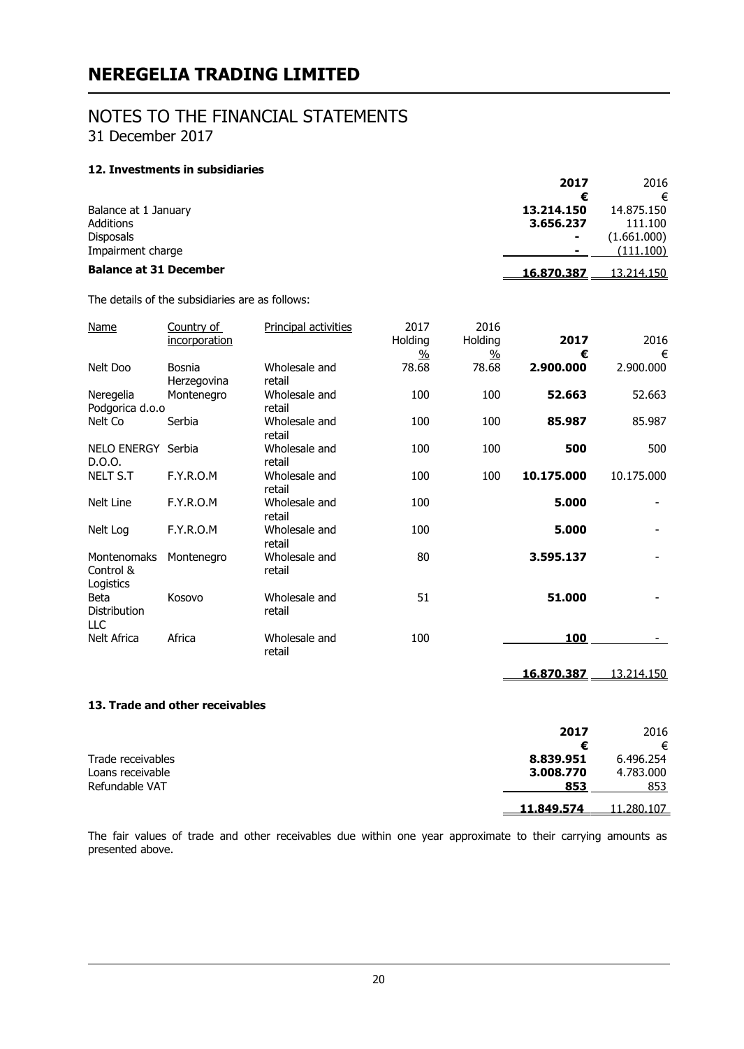# NEREGELIA TRADING LIMITED

## NOTES TO THE FINANCIAL STATEMENTS
31 December 2017

### 12. Investments in subsidiaries

| | 2017 | 2016 |
|---|---|---|
| | € | € |
| Balance at 1 January | **13.214.150** | 14.875.150 |
| Additions | **3.656.237** | 111.100 |
| Disposals | **-** | (1.661.000) |
| Impairment charge | **-** | (111.100) |
| **Balance at 31 December** | **16.870.387** | 13.214.150 |

The details of the subsidiaries are as follows:

| Name | Country of incorporation | Principal activities | 2017 Holding % | 2016 Holding % | 2017 € | 2016 € |
|---|---|---|---|---|---|---|
| Nelt Doo | Bosnia Herzegovina | Wholesale and retail | 78.68 | 78.68 | **2.900.000** | 2.900.000 |
| Neregelia Podgorica d.o.o | Montenegro | Wholesale and retail | 100 | 100 | **52.663** | 52.663 |
| Nelt Co | Serbia | Wholesale and retail | 100 | 100 | **85.987** | 85.987 |
| NELO ENERGY D.O.O. | Serbia | Wholesale and retail | 100 | 100 | **500** | 500 |
| NELT S.T | F.Y.R.O.M | Wholesale and retail | 100 | 100 | **10.175.000** | 10.175.000 |
| Nelt Line | F.Y.R.O.M | Wholesale and retail | 100 | | **5.000** | - |
| Nelt Log | F.Y.R.O.M | Wholesale and retail | 100 | | **5.000** | - |
| Montenomaks Control & Logistics | Montenegro | Wholesale and retail | 80 | | **3.595.137** | - |
| Beta Distribution LLC | Kosovo | Wholesale and retail | 51 | | **51.000** | - |
| Nelt Africa | Africa | Wholesale and retail | 100 | | **100** | - |
| | | | | | **16.870.387** | 13.214.150 |

### 13. Trade and other receivables

| | 2017 | 2016 |
|---|---|---|
| | € | € |
| Trade receivables | **8.839.951** | 6.496.254 |
| Loans receivable | **3.008.770** | 4.783.000 |
| Refundable VAT | **853** | 853 |
| | **11.849.574** | 11.280.107 |

The fair values of trade and other receivables due within one year approximate to their carrying amounts as presented above.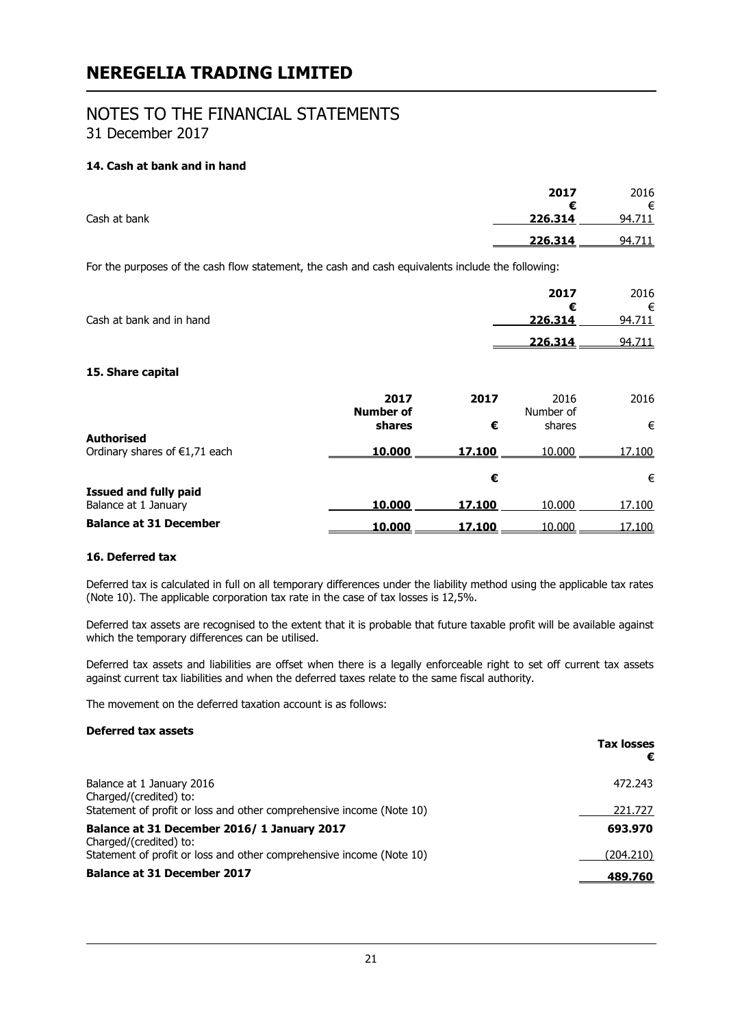# NEREGELIA TRADING LIMITED

## NOTES TO THE FINANCIAL STATEMENTS
31 December 2017

### 14. Cash at bank and in hand

| | 2017 | 2016 |
|---|---|---|
| | € | € |
| Cash at bank | 226.314 | 94.711 |
| | 226.314 | 94.711 |

For the purposes of the cash flow statement, the cash and cash equivalents include the following:

| | 2017 | 2016 |
|---|---|---|
| | € | € |
| Cash at bank and in hand | 226.314 | 94.711 |
| | 226.314 | 94.711 |

### 15. Share capital

| | 2017 Number of shares | 2017 € | 2016 Number of shares | 2016 € |
|---|---|---|---|---|
| **Authorised** | | | | |
| Ordinary shares of €1,71 each | 10.000 | 17.100 | 10.000 | 17.100 |
| | | € | | € |
| **Issued and fully paid** | | | | |
| Balance at 1 January | 10.000 | 17.100 | 10.000 | 17.100 |
| **Balance at 31 December** | 10.000 | 17.100 | 10.000 | 17.100 |

### 16. Deferred tax

Deferred tax is calculated in full on all temporary differences under the liability method using the applicable tax rates (Note 10). The applicable corporation tax rate in the case of tax losses is 12,5%.

Deferred tax assets are recognised to the extent that it is probable that future taxable profit will be available against which the temporary differences can be utilised.

Deferred tax assets and liabilities are offset when there is a legally enforceable right to set off current tax assets against current tax liabilities and when the deferred taxes relate to the same fiscal authority.

The movement on the deferred taxation account is as follows:

**Deferred tax assets**

| | Tax losses € |
|---|---|
| Balance at 1 January 2016 | 472.243 |
| Charged/(credited) to: | |
| Statement of profit or loss and other comprehensive income (Note 10) | 221.727 |
| **Balance at 31 December 2016/ 1 January 2017** | **693.970** |
| Charged/(credited) to: | |
| Statement of profit or loss and other comprehensive income (Note 10) | (204.210) |
| **Balance at 31 December 2017** | **489.760** |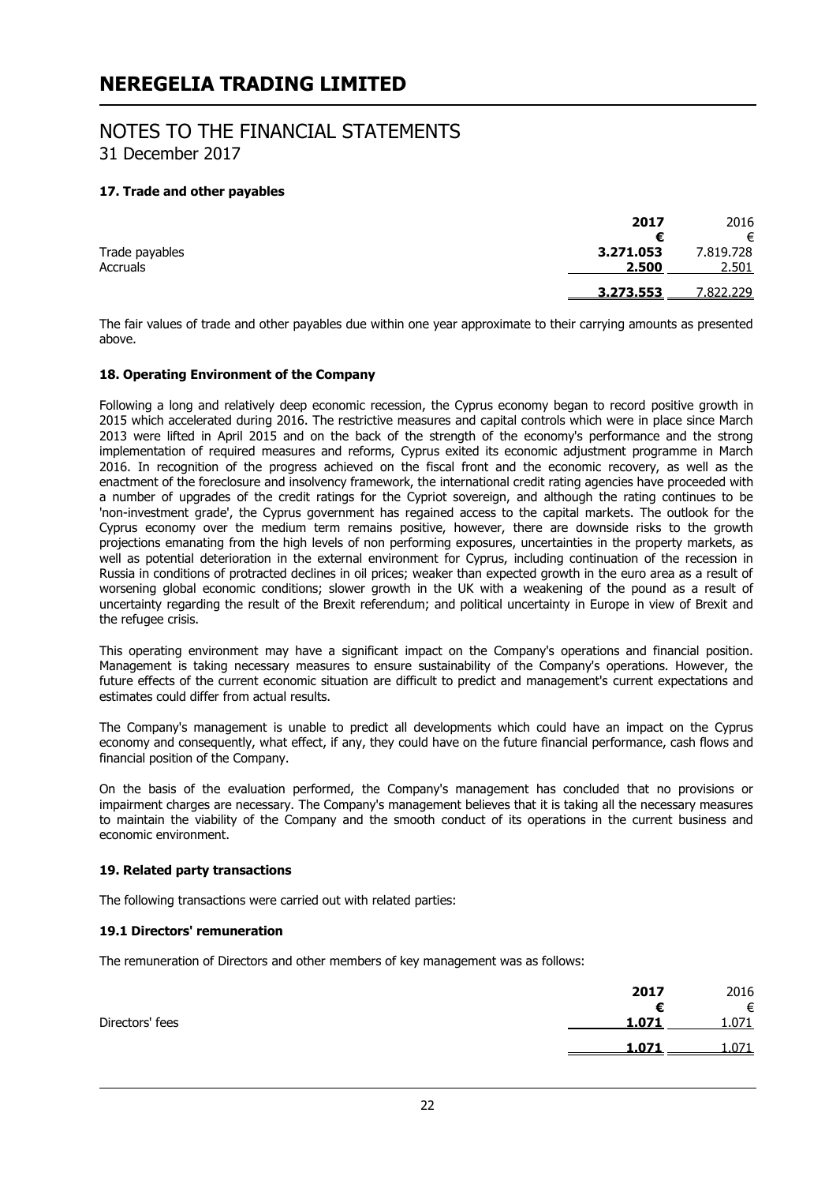# NEREGELIA TRADING LIMITED

## NOTES TO THE FINANCIAL STATEMENTS
31 December 2017

### 17. Trade and other payables

| | 2017 | 2016 |
|---|---|---|
| | € | € |
| Trade payables | 3.271.053 | 7.819.728 |
| Accruals | 2.500 | 2.501 |
| | 3.273.553 | 7.822.229 |

The fair values of trade and other payables due within one year approximate to their carrying amounts as presented above.

### 18. Operating Environment of the Company

Following a long and relatively deep economic recession, the Cyprus economy began to record positive growth in 2015 which accelerated during 2016. The restrictive measures and capital controls which were in place since March 2013 were lifted in April 2015 and on the back of the strength of the economy's performance and the strong implementation of required measures and reforms, Cyprus exited its economic adjustment programme in March 2016. In recognition of the progress achieved on the fiscal front and the economic recovery, as well as the enactment of the foreclosure and insolvency framework, the international credit rating agencies have proceeded with a number of upgrades of the credit ratings for the Cypriot sovereign, and although the rating continues to be 'non-investment grade', the Cyprus government has regained access to the capital markets. The outlook for the Cyprus economy over the medium term remains positive, however, there are downside risks to the growth projections emanating from the high levels of non performing exposures, uncertainties in the property markets, as well as potential deterioration in the external environment for Cyprus, including continuation of the recession in Russia in conditions of protracted declines in oil prices; weaker than expected growth in the euro area as a result of worsening global economic conditions; slower growth in the UK with a weakening of the pound as a result of uncertainty regarding the result of the Brexit referendum; and political uncertainty in Europe in view of Brexit and the refugee crisis.

This operating environment may have a significant impact on the Company's operations and financial position. Management is taking necessary measures to ensure sustainability of the Company's operations. However, the future effects of the current economic situation are difficult to predict and management's current expectations and estimates could differ from actual results.

The Company's management is unable to predict all developments which could have an impact on the Cyprus economy and consequently, what effect, if any, they could have on the future financial performance, cash flows and financial position of the Company.

On the basis of the evaluation performed, the Company's management has concluded that no provisions or impairment charges are necessary. The Company's management believes that it is taking all the necessary measures to maintain the viability of the Company and the smooth conduct of its operations in the current business and economic environment.

### 19. Related party transactions

The following transactions were carried out with related parties:

#### 19.1 Directors' remuneration

The remuneration of Directors and other members of key management was as follows:

| | 2017 | 2016 |
|---|---|---|
| | € | € |
| Directors' fees | 1.071 | 1.071 |
| | 1.071 | 1.071 |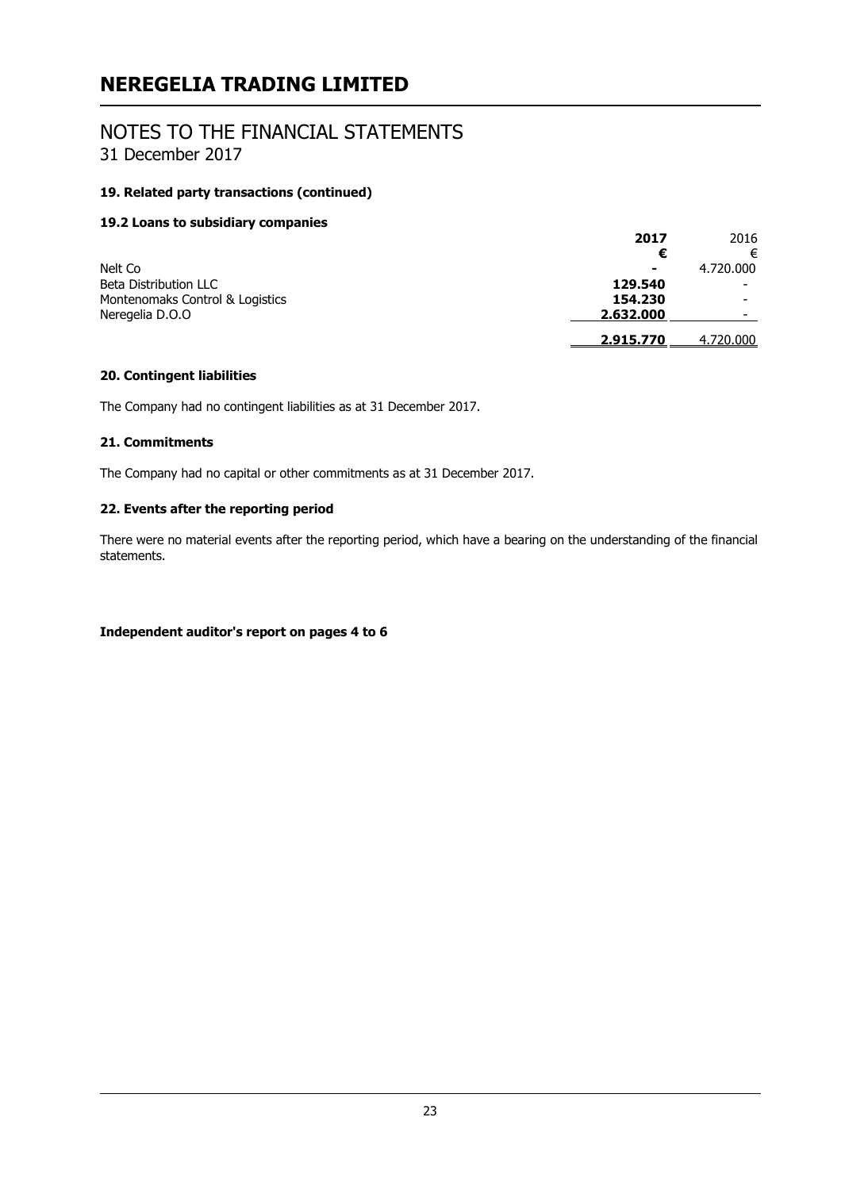# NEREGELIA TRADING LIMITED

## NOTES TO THE FINANCIAL STATEMENTS

31 December 2017

### 19. Related party transactions (continued)

#### 19.2 Loans to subsidiary companies

| | **2017** | 2016 |
|---|---|---|
| | **€** | € |
| Nelt Co | **-** | 4.720.000 |
| Beta Distribution LLC | **129.540** | - |
| Montenomaks Control & Logistics | **154.230** | - |
| Neregelia D.O.O | **2.632.000** | - |
| | **2.915.770** | 4.720.000 |

### 20. Contingent liabilities

The Company had no contingent liabilities as at 31 December 2017.

### 21. Commitments

The Company had no capital or other commitments as at 31 December 2017.

### 22. Events after the reporting period

There were no material events after the reporting period, which have a bearing on the understanding of the financial statements.

**Independent auditor's report on pages 4 to 6**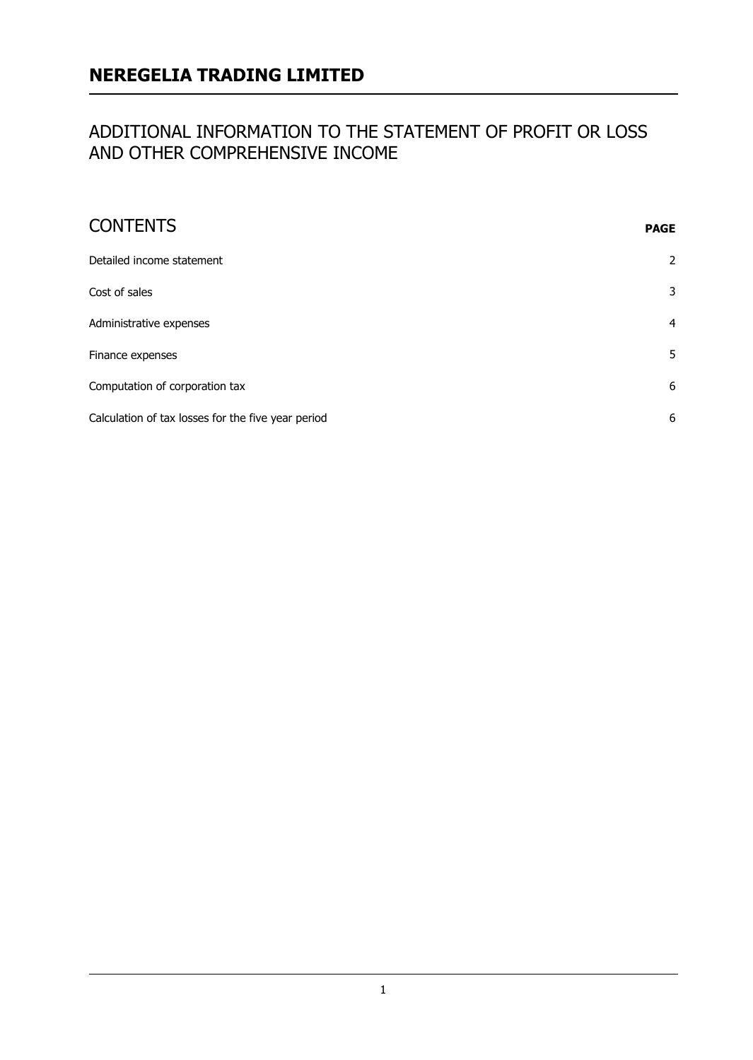# NEREGELIA TRADING LIMITED

## ADDITIONAL INFORMATION TO THE STATEMENT OF PROFIT OR LOSS AND OTHER COMPREHENSIVE INCOME

## CONTENTS

| | PAGE |
|---|---|
| Detailed income statement | 2 |
| Cost of sales | 3 |
| Administrative expenses | 4 |
| Finance expenses | 5 |
| Computation of corporation tax | 6 |
| Calculation of tax losses for the five year period | 6 |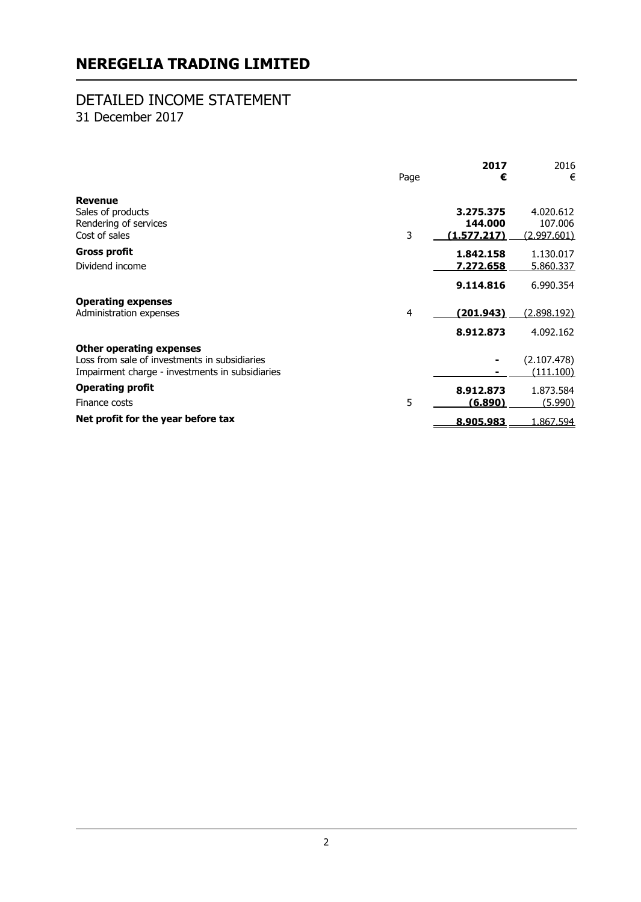# NEREGELIA TRADING LIMITED

## DETAILED INCOME STATEMENT
31 December 2017

| | Page | 2017 € | 2016 € |
|---|---|---|---|
| **Revenue** | | | |
| Sales of products | | **3.275.375** | 4.020.612 |
| Rendering of services | | **144.000** | 107.006 |
| Cost of sales | 3 | **(1.577.217)** | (2.997.601) |
| **Gross profit** | | **1.842.158** | 1.130.017 |
| Dividend income | | **7.272.658** | 5.860.337 |
| | | **9.114.816** | 6.990.354 |
| **Operating expenses** | | | |
| Administration expenses | 4 | **(201.943)** | (2.898.192) |
| | | **8.912.873** | 4.092.162 |
| **Other operating expenses** | | | |
| Loss from sale of investments in subsidiaries | | **-** | (2.107.478) |
| Impairment charge - investments in subsidiaries | | **-** | (111.100) |
| **Operating profit** | | **8.912.873** | 1.873.584 |
| Finance costs | 5 | **(6.890)** | (5.990) |
| **Net profit for the year before tax** | | **8.905.983** | 1.867.594 |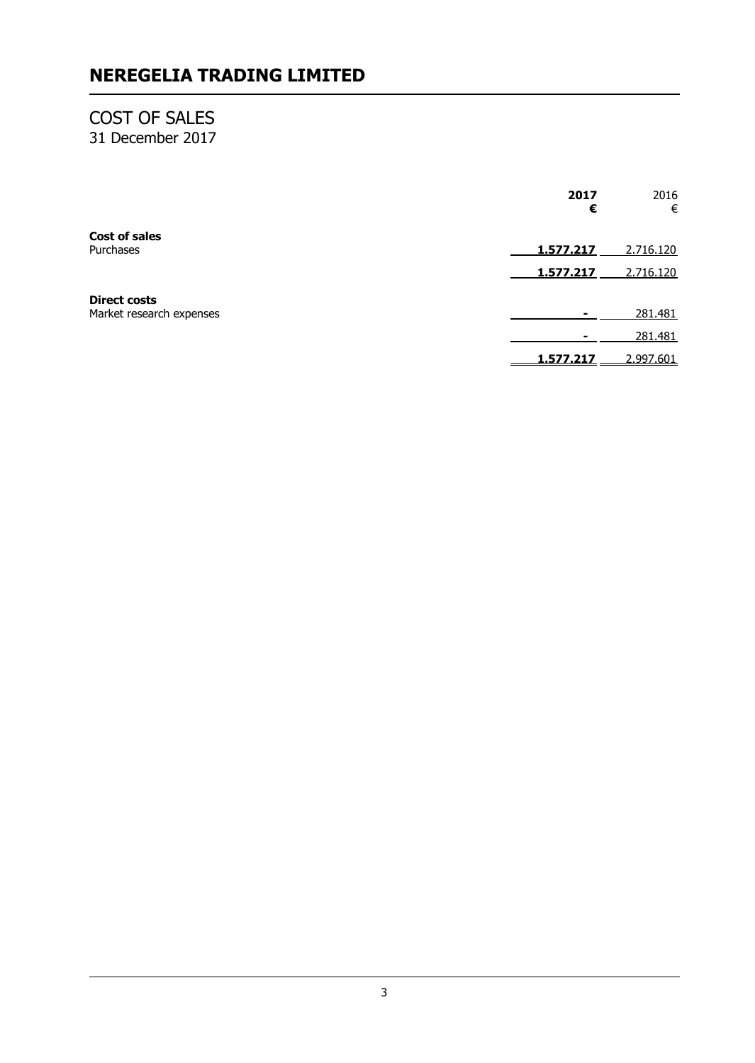# NEREGELIA TRADING LIMITED

## COST OF SALES

31 December 2017

| | **2017** | 2016 |
|---|---|---|
| | **€** | € |
| **Cost of sales** | | |
| Purchases | **1.577.217** | 2.716.120 |
| | **1.577.217** | 2.716.120 |
| **Direct costs** | | |
| Market research expenses | **-** | 281.481 |
| | **-** | 281.481 |
| | **1.577.217** | 2.997.601 |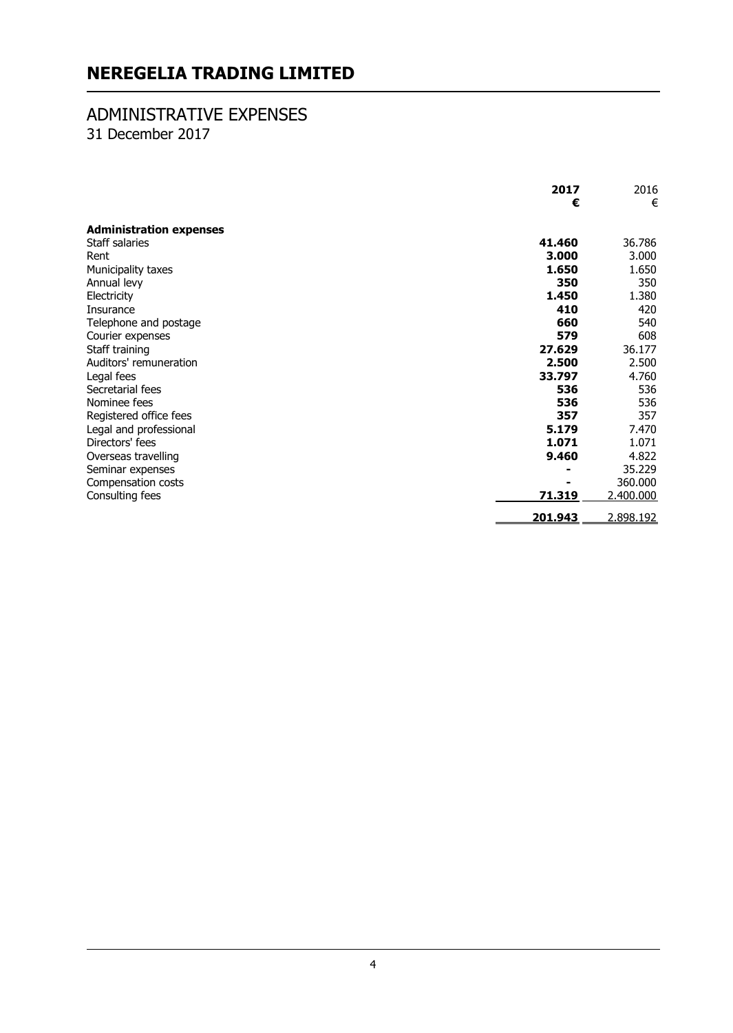# NEREGELIA TRADING LIMITED

## ADMINISTRATIVE EXPENSES

31 December 2017

| | 2017 € | 2016 € |
|---|---|---|
| **Administration expenses** | | |
| Staff salaries | **41.460** | 36.786 |
| Rent | **3.000** | 3.000 |
| Municipality taxes | **1.650** | 1.650 |
| Annual levy | **350** | 350 |
| Electricity | **1.450** | 1.380 |
| Insurance | **410** | 420 |
| Telephone and postage | **660** | 540 |
| Courier expenses | **579** | 608 |
| Staff training | **27.629** | 36.177 |
| Auditors' remuneration | **2.500** | 2.500 |
| Legal fees | **33.797** | 4.760 |
| Secretarial fees | **536** | 536 |
| Nominee fees | **536** | 536 |
| Registered office fees | **357** | 357 |
| Legal and professional | **5.179** | 7.470 |
| Directors' fees | **1.071** | 1.071 |
| Overseas travelling | **9.460** | 4.822 |
| Seminar expenses | **-** | 35.229 |
| Compensation costs | **-** | 360.000 |
| Consulting fees | **71.319** | 2.400.000 |
| | **201.943** | 2.898.192 |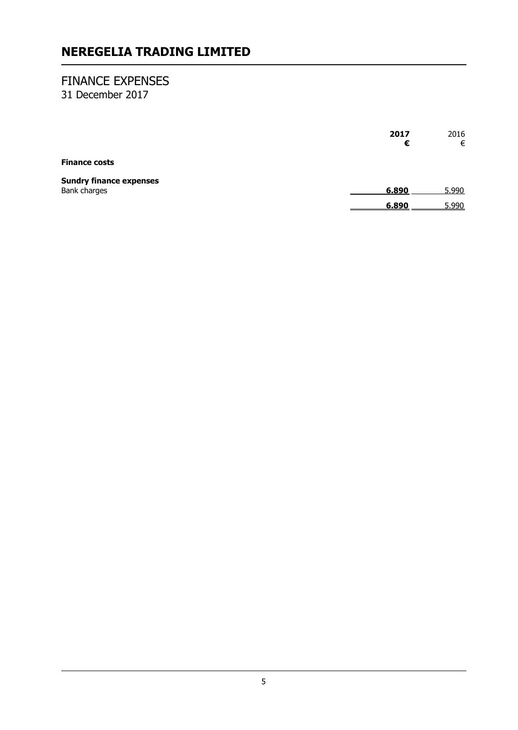# NEREGELIA TRADING LIMITED

## FINANCE EXPENSES
31 December 2017

| | **2017** | 2016 |
| --- | --- | --- |
| | **€** | € |
| **Finance costs** | | |
| **Sundry finance expenses** | | |
| Bank charges | **6.890** | 5.990 |
| | **6.890** | 5.990 |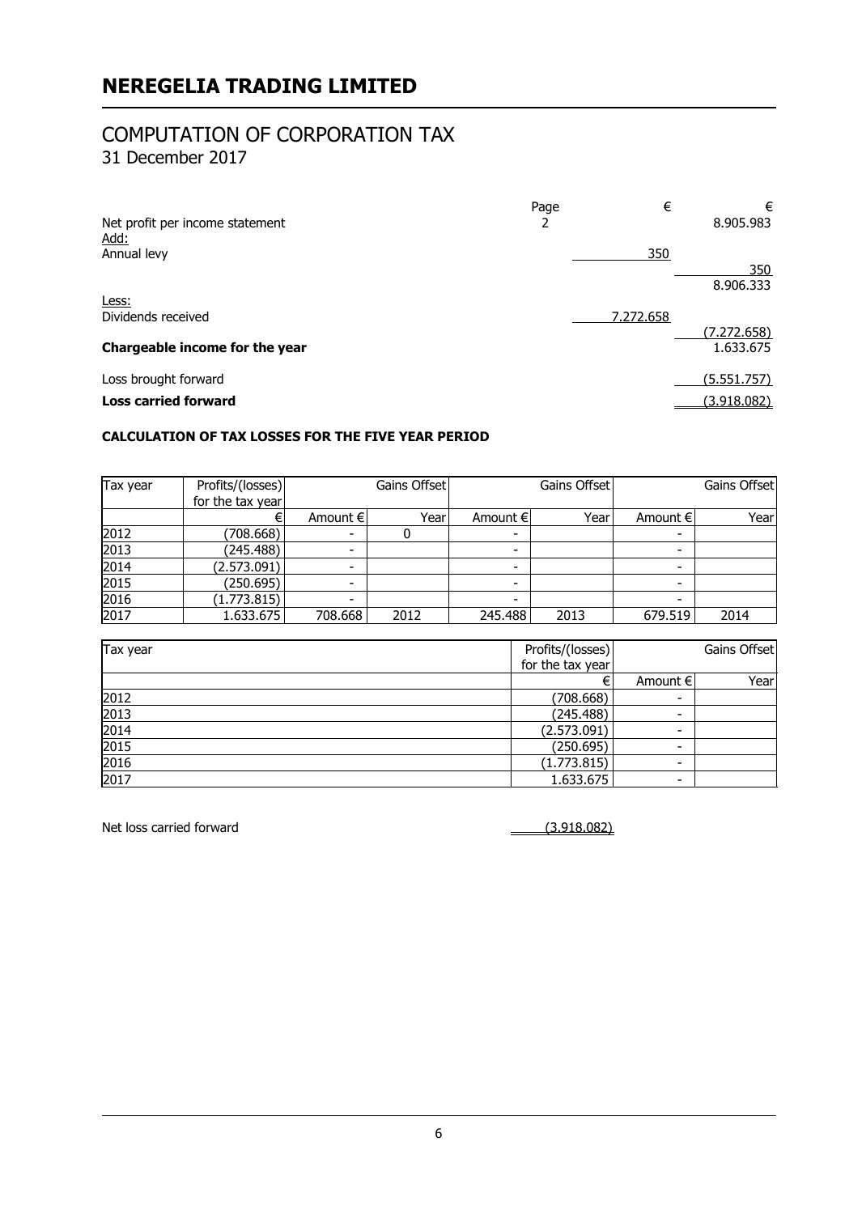# NEREGELIA TRADING LIMITED

## COMPUTATION OF CORPORATION TAX

31 December 2017

| | Page | € | € |
|---|---|---|---|
| Net profit per income statement | 2 | | 8.905.983 |
| Add: | | | |
| Annual levy | | 350 | |
| | | | 350 |
| | | | 8.906.333 |
| Less: | | | |
| Dividends received | | 7.272.658 | |
| | | | (7.272.658) |
| **Chargeable income for the year** | | | 1.633.675 |
| Loss brought forward | | | (5.551.757) |
| **Loss carried forward** | | | (3.918.082) |

**CALCULATION OF TAX LOSSES FOR THE FIVE YEAR PERIOD**

| Tax year | Profits/(losses) for the tax year | Gains Offset | | Gains Offset | | Gains Offset | |
|---|---|---|---|---|---|---|---|
| | € | Amount € | Year | Amount € | Year | Amount € | Year |
| 2012 | (708.668) | - | 0 | - | | - | |
| 2013 | (245.488) | - | | - | | - | |
| 2014 | (2.573.091) | - | | - | | - | |
| 2015 | (250.695) | - | | - | | - | |
| 2016 | (1.773.815) | - | | - | | - | |
| 2017 | 1.633.675 | 708.668 | 2012 | 245.488 | 2013 | 679.519 | 2014 |

| Tax year | Profits/(losses) for the tax year | Gains Offset | |
|---|---|---|---|
| | € | Amount € | Year |
| 2012 | (708.668) | - | |
| 2013 | (245.488) | - | |
| 2014 | (2.573.091) | - | |
| 2015 | (250.695) | - | |
| 2016 | (1.773.815) | - | |
| 2017 | 1.633.675 | - | |

Net loss carried forward (3.918.082)